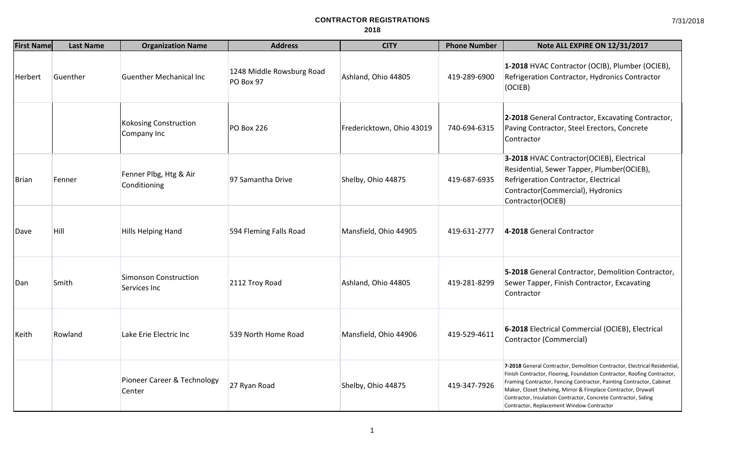# CONTRACTOR REGISTRATIONS

## 2018

| First Name | Last Name | Organization Name | Address | CITY | Phone Number | Note ALL EXPIRE ON 12/31/2017 |
|---|---|---|---|---|---|---|
| Herbert | Guenther | Guenther Mechanical Inc | 1248 Middle Rowsburg Road PO Box 97 | Ashland, Ohio 44805 | 419-289-6900 | **1-2018** HVAC Contractor (OCIB), Plumber (OCIEB), Refrigeration Contractor, Hydronics Contractor (OCIEB) |
| | | Kokosing Construction Company Inc | PO Box 226 | Fredericktown, Ohio 43019 | 740-694-6315 | **2-2018** General Contractor, Excavating Contractor, Paving Contractor, Steel Erectors, Concrete Contractor |
| Brian | Fenner | Fenner Plbg, Htg & Air Conditioning | 97 Samantha Drive | Shelby, Ohio 44875 | 419-687-6935 | **3-2018** HVAC Contractor(OCIEB), Electrical Residential, Sewer Tapper, Plumber(OCIEB), Refrigeration Contractor, Electrical Contractor(Commercial), Hydronics Contractor(OCIEB) |
| Dave | Hill | Hills Helping Hand | 594 Fleming Falls Road | Mansfield, Ohio 44905 | 419-631-2777 | **4-2018** General Contractor |
| Dan | Smith | Simonson Construction Services Inc | 2112 Troy Road | Ashland, Ohio 44805 | 419-281-8299 | **5-2018** General Contractor, Demolition Contractor, Sewer Tapper, Finish Contractor, Excavating Contractor |
| Keith | Rowland | Lake Erie Electric Inc | 539 North Home Road | Mansfield, Ohio 44906 | 419-529-4611 | **6-2018** Electrical Commercial (OCIEB), Electrical Contractor (Commercial) |
| | | Pioneer Career & Technology Center | 27 Ryan Road | Shelby, Ohio 44875 | 419-347-7926 | **7-2018** General Contractor, Demolition Contractor, Electrical Residential, Finish Contractor, Flooring, Foundation Contractor, Roofing Contractor, Framing Contractor, Fencing Contractor, Painting Contractor, Cabinet Maker, Closet Shelving, Mirror & Fireplace Contractor, Drywall Contractor, Insulation Contractor, Concrete Contractor, Siding Contractor, Replacement Window Contractor |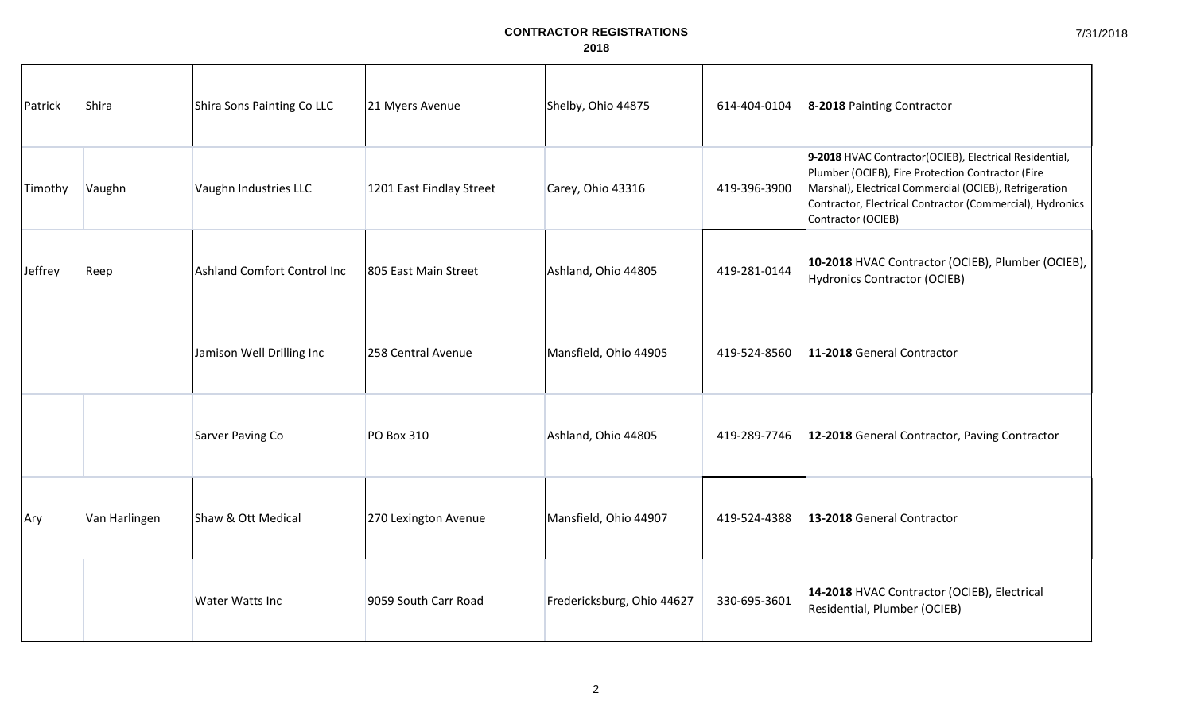# CONTRACTOR REGISTRATIONS

## 2018

| | | | | | | |
|---|---|---|---|---|---|---|
| Patrick | Shira | Shira Sons Painting Co LLC | 21 Myers Avenue | Shelby, Ohio 44875 | 614-404-0104 | **8-2018** Painting Contractor |
| Timothy | Vaughn | Vaughn Industries LLC | 1201 East Findlay Street | Carey, Ohio 43316 | 419-396-3900 | **9-2018** HVAC Contractor(OCIEB), Electrical Residential, Plumber (OCIEB), Fire Protection Contractor (Fire Marshal), Electrical Commercial (OCIEB), Refrigeration Contractor, Electrical Contractor (Commercial), Hydronics Contractor (OCIEB) |
| Jeffrey | Reep | Ashland Comfort Control Inc | 805 East Main Street | Ashland, Ohio 44805 | 419-281-0144 | **10-2018** HVAC Contractor (OCIEB), Plumber (OCIEB), Hydronics Contractor (OCIEB) |
| | | Jamison Well Drilling Inc | 258 Central Avenue | Mansfield, Ohio 44905 | 419-524-8560 | **11-2018** General Contractor |
| | | Sarver Paving Co | PO Box 310 | Ashland, Ohio 44805 | 419-289-7746 | **12-2018** General Contractor, Paving Contractor |
| Ary | Van Harlingen | Shaw & Ott Medical | 270 Lexington Avenue | Mansfield, Ohio 44907 | 419-524-4388 | **13-2018** General Contractor |
| | | Water Watts Inc | 9059 South Carr Road | Fredericksburg, Ohio 44627 | 330-695-3601 | **14-2018** HVAC Contractor (OCIEB), Electrical Residential, Plumber (OCIEB) |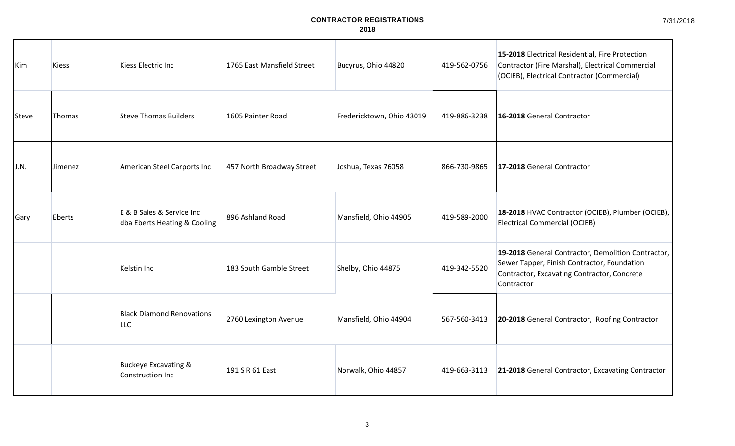# CONTRACTOR REGISTRATIONS

## 2018

| | | | | | | |
|---|---|---|---|---|---|---|
| Kim | Kiess | Kiess Electric Inc | 1765 East Mansfield Street | Bucyrus, Ohio 44820 | 419-562-0756 | **15-2018** Electrical Residential, Fire Protection Contractor (Fire Marshal), Electrical Commercial (OCIEB), Electrical Contractor (Commercial) |
| Steve | Thomas | Steve Thomas Builders | 1605 Painter Road | Fredericktown, Ohio 43019 | 419-886-3238 | **16-2018** General Contractor |
| J.N. | Jimenez | American Steel Carports Inc | 457 North Broadway Street | Joshua, Texas 76058 | 866-730-9865 | **17-2018** General Contractor |
| Gary | Eberts | E & B Sales & Service Inc dba Eberts Heating & Cooling | 896 Ashland Road | Mansfield, Ohio 44905 | 419-589-2000 | **18-2018** HVAC Contractor (OCIEB), Plumber (OCIEB), Electrical Commercial (OCIEB) |
| | | Kelstin Inc | 183 South Gamble Street | Shelby, Ohio 44875 | 419-342-5520 | **19-2018** General Contractor, Demolition Contractor, Sewer Tapper, Finish Contractor, Foundation Contractor, Excavating Contractor, Concrete Contractor |
| | | Black Diamond Renovations LLC | 2760 Lexington Avenue | Mansfield, Ohio 44904 | 567-560-3413 | **20-2018** General Contractor, Roofing Contractor |
| | | Buckeye Excavating & Construction Inc | 191 S R 61 East | Norwalk, Ohio 44857 | 419-663-3113 | **21-2018** General Contractor, Excavating Contractor |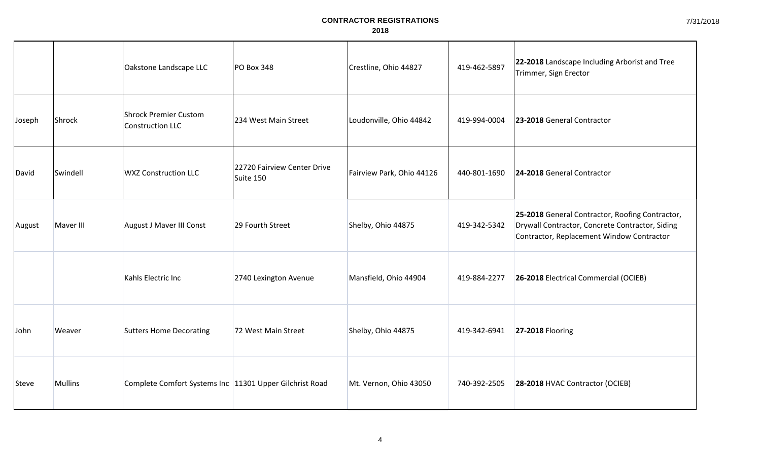# CONTRACTOR REGISTRATIONS
## 2018

| | | | | | | |
|---|---|---|---|---|---|---|
| | | Oakstone Landscape LLC | PO Box 348 | Crestline, Ohio 44827 | 419-462-5897 | **22-2018** Landscape Including Arborist and Tree Trimmer, Sign Erector |
| Joseph | Shrock | Shrock Premier Custom Construction LLC | 234 West Main Street | Loudonville, Ohio 44842 | 419-994-0004 | **23-2018** General Contractor |
| David | Swindell | WXZ Construction LLC | 22720 Fairview Center Drive Suite 150 | Fairview Park, Ohio 44126 | 440-801-1690 | **24-2018** General Contractor |
| August | Maver III | August J Maver III Const | 29 Fourth Street | Shelby, Ohio 44875 | 419-342-5342 | **25-2018** General Contractor, Roofing Contractor, Drywall Contractor, Concrete Contractor, Siding Contractor, Replacement Window Contractor |
| | | Kahls Electric Inc | 2740 Lexington Avenue | Mansfield, Ohio 44904 | 419-884-2277 | **26-2018** Electrical Commercial (OCIEB) |
| John | Weaver | Sutters Home Decorating | 72 West Main Street | Shelby, Ohio 44875 | 419-342-6941 | **27-2018** Flooring |
| Steve | Mullins | Complete Comfort Systems Inc | 11301 Upper Gilchrist Road | Mt. Vernon, Ohio 43050 | 740-392-2505 | **28-2018** HVAC Contractor (OCIEB) |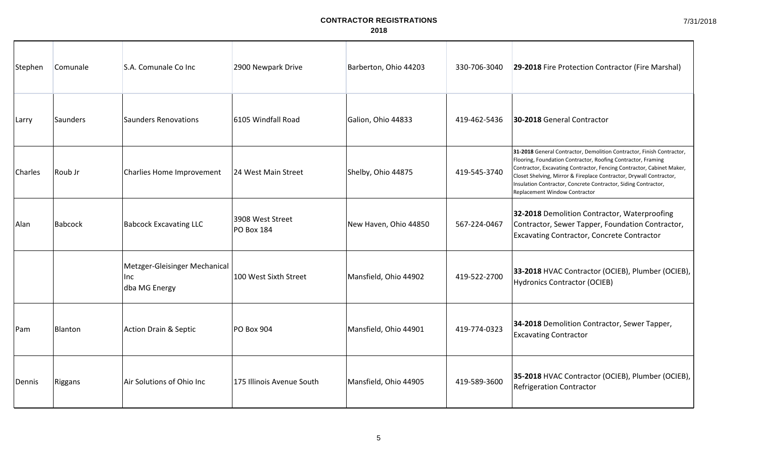**CONTRACTOR REGISTRATIONS**
**2018**

| | | | | | | |
|---|---|---|---|---|---|---|
| Stephen | Comunale | S.A. Comunale Co Inc | 2900 Newpark Drive | Barberton, Ohio 44203 | 330-706-3040 | **29-2018** Fire Protection Contractor (Fire Marshal) |
| Larry | Saunders | Saunders Renovations | 6105 Windfall Road | Galion, Ohio 44833 | 419-462-5436 | **30-2018** General Contractor |
| Charles | Roub Jr | Charlies Home Improvement | 24 West Main Street | Shelby, Ohio 44875 | 419-545-3740 | **31-2018** General Contractor, Demolition Contractor, Finish Contractor, Flooring, Foundation Contractor, Roofing Contractor, Framing Contractor, Excavating Contractor, Fencing Contractor, Cabinet Maker, Closet Shelving, Mirror & Fireplace Contractor, Drywall Contractor, Insulation Contractor, Concrete Contractor, Siding Contractor, Replacement Window Contractor |
| Alan | Babcock | Babcock Excavating LLC | 3908 West Street<br>PO Box 184 | New Haven, Ohio 44850 | 567-224-0467 | **32-2018** Demolition Contractor, Waterproofing Contractor, Sewer Tapper, Foundation Contractor, Excavating Contractor, Concrete Contractor |
| | | Metzger-Gleisinger Mechanical Inc<br>dba MG Energy | 100 West Sixth Street | Mansfield, Ohio 44902 | 419-522-2700 | **33-2018** HVAC Contractor (OCIEB), Plumber (OCIEB), Hydronics Contractor (OCIEB) |
| Pam | Blanton | Action Drain & Septic | PO Box 904 | Mansfield, Ohio 44901 | 419-774-0323 | **34-2018** Demolition Contractor, Sewer Tapper, Excavating Contractor |
| Dennis | Riggans | Air Solutions of Ohio Inc | 175 Illinois Avenue South | Mansfield, Ohio 44905 | 419-589-3600 | **35-2018** HVAC Contractor (OCIEB), Plumber (OCIEB), Refrigeration Contractor |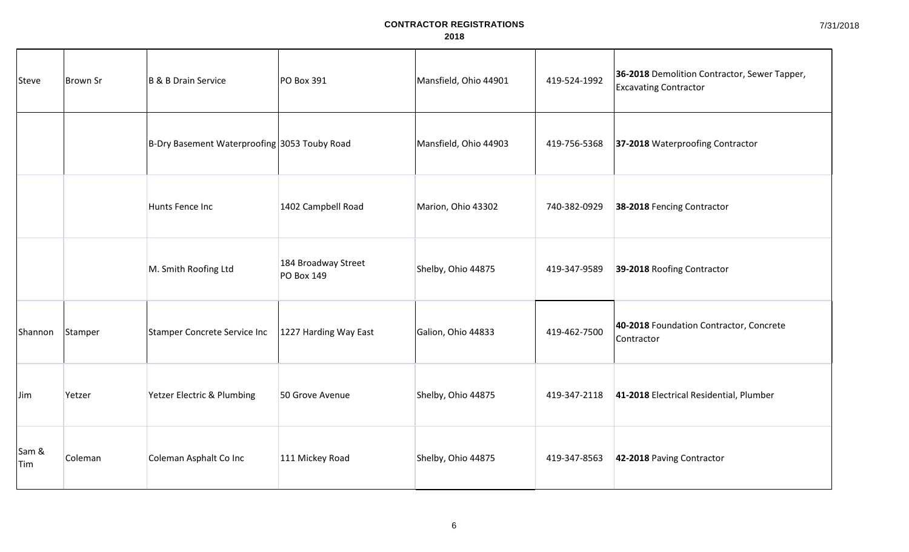# CONTRACTOR REGISTRATIONS
## 2018

| | | | | | | |
|---|---|---|---|---|---|---|
| Steve | Brown Sr | B & B Drain Service | PO Box 391 | Mansfield, Ohio 44901 | 419-524-1992 | **36-2018** Demolition Contractor, Sewer Tapper, Excavating Contractor |
| | | B-Dry Basement Waterproofing | 3053 Touby Road | Mansfield, Ohio 44903 | 419-756-5368 | **37-2018** Waterproofing Contractor |
| | | Hunts Fence Inc | 1402 Campbell Road | Marion, Ohio 43302 | 740-382-0929 | **38-2018** Fencing Contractor |
| | | M. Smith Roofing Ltd | 184 Broadway Street PO Box 149 | Shelby, Ohio 44875 | 419-347-9589 | **39-2018** Roofing Contractor |
| Shannon | Stamper | Stamper Concrete Service Inc | 1227 Harding Way East | Galion, Ohio 44833 | 419-462-7500 | **40-2018** Foundation Contractor, Concrete Contractor |
| Jim | Yetzer | Yetzer Electric & Plumbing | 50 Grove Avenue | Shelby, Ohio 44875 | 419-347-2118 | **41-2018** Electrical Residential, Plumber |
| Sam & Tim | Coleman | Coleman Asphalt Co Inc | 111 Mickey Road | Shelby, Ohio 44875 | 419-347-8563 | **42-2018** Paving Contractor |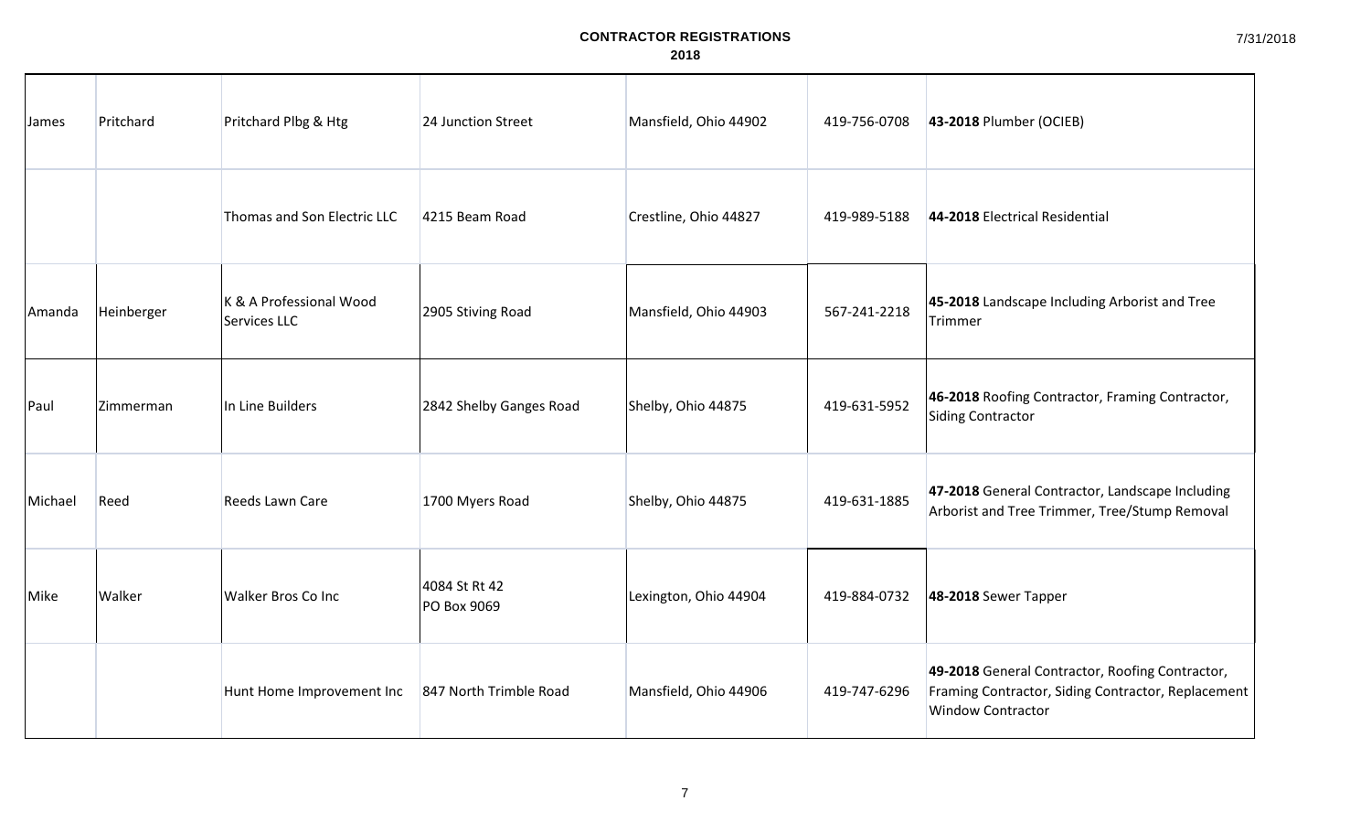# CONTRACTOR REGISTRATIONS

## 2018

| | | | | | | |
|---|---|---|---|---|---|---|
| James | Pritchard | Pritchard Plbg & Htg | 24 Junction Street | Mansfield, Ohio 44902 | 419-756-0708 | **43-2018** Plumber (OCIEB) |
| | | Thomas and Son Electric LLC | 4215 Beam Road | Crestline, Ohio 44827 | 419-989-5188 | **44-2018** Electrical Residential |
| Amanda | Heinberger | K & A Professional Wood Services LLC | 2905 Stiving Road | Mansfield, Ohio 44903 | 567-241-2218 | **45-2018** Landscape Including Arborist and Tree Trimmer |
| Paul | Zimmerman | In Line Builders | 2842 Shelby Ganges Road | Shelby, Ohio 44875 | 419-631-5952 | **46-2018** Roofing Contractor, Framing Contractor, Siding Contractor |
| Michael | Reed | Reeds Lawn Care | 1700 Myers Road | Shelby, Ohio 44875 | 419-631-1885 | **47-2018** General Contractor, Landscape Including Arborist and Tree Trimmer, Tree/Stump Removal |
| Mike | Walker | Walker Bros Co Inc | 4084 St Rt 42 PO Box 9069 | Lexington, Ohio 44904 | 419-884-0732 | **48-2018** Sewer Tapper |
| | | Hunt Home Improvement Inc | 847 North Trimble Road | Mansfield, Ohio 44906 | 419-747-6296 | **49-2018** General Contractor, Roofing Contractor, Framing Contractor, Siding Contractor, Replacement Window Contractor |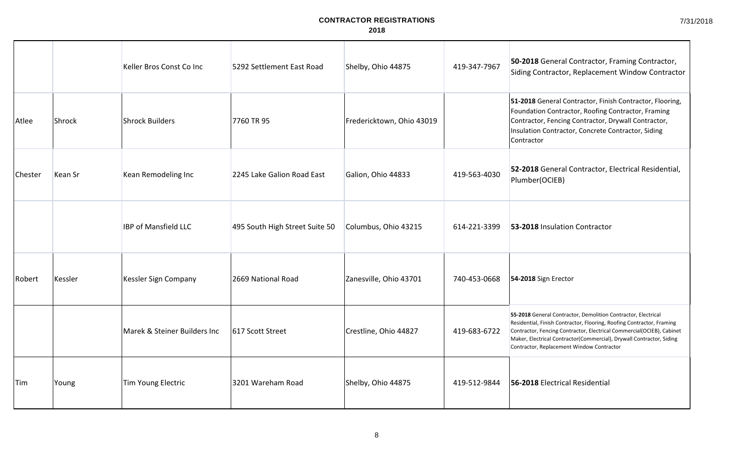**CONTRACTOR REGISTRATIONS**
**2018**

| | | | | | | |
|---|---|---|---|---|---|---|
| | | Keller Bros Const Co Inc | 5292 Settlement East Road | Shelby, Ohio 44875 | 419-347-7967 | **50-2018** General Contractor, Framing Contractor, Siding Contractor, Replacement Window Contractor |
| Atlee | Shrock | Shrock Builders | 7760 TR 95 | Fredericktown, Ohio 43019 | | **51-2018** General Contractor, Finish Contractor, Flooring, Foundation Contractor, Roofing Contractor, Framing Contractor, Fencing Contractor, Drywall Contractor, Insulation Contractor, Concrete Contractor, Siding Contractor |
| Chester | Kean Sr | Kean Remodeling Inc | 2245 Lake Galion Road East | Galion, Ohio 44833 | 419-563-4030 | **52-2018** General Contractor, Electrical Residential, Plumber(OCIEB) |
| | | IBP of Mansfield LLC | 495 South High Street Suite 50 | Columbus, Ohio 43215 | 614-221-3399 | **53-2018** Insulation Contractor |
| Robert | Kessler | Kessler Sign Company | 2669 National Road | Zanesville, Ohio 43701 | 740-453-0668 | **54-2018** Sign Erector |
| | | Marek & Steiner Builders Inc | 617 Scott Street | Crestline, Ohio 44827 | 419-683-6722 | **55-2018** General Contractor, Demolition Contractor, Electrical Residential, Finish Contractor, Flooring, Roofing Contractor, Framing Contractor, Fencing Contractor, Electrical Commercial(OCIEB), Cabinet Maker, Electrical Contractor(Commercial), Drywall Contractor, Siding Contractor, Replacement Window Contractor |
| Tim | Young | Tim Young Electric | 3201 Wareham Road | Shelby, Ohio 44875 | 419-512-9844 | **56-2018** Electrical Residential |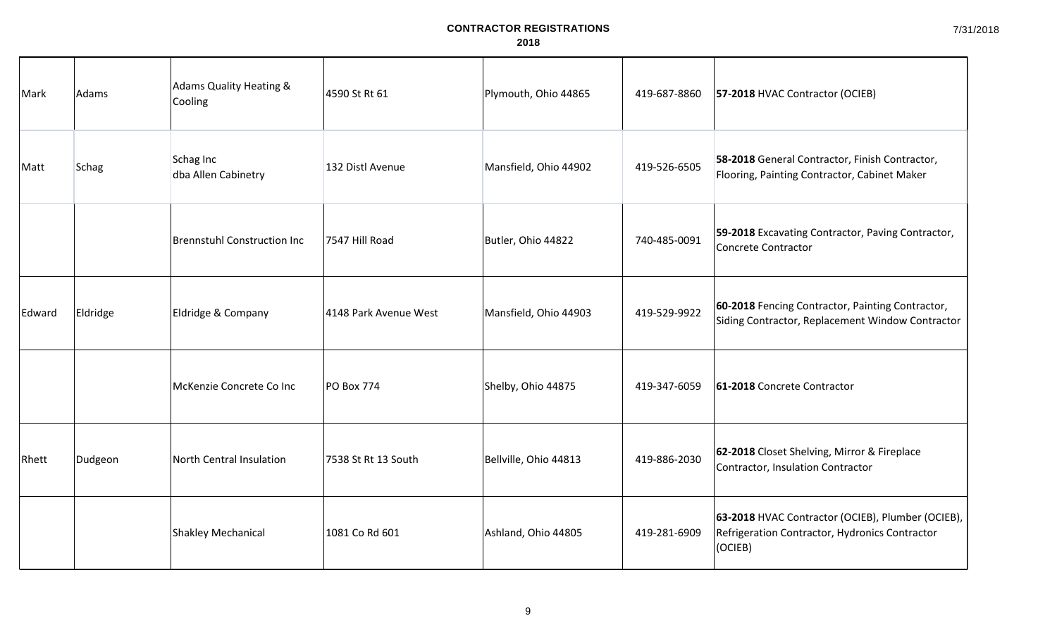# CONTRACTOR REGISTRATIONS

## 2018

| | | | | | | |
|---|---|---|---|---|---|---|
| Mark | Adams | Adams Quality Heating & Cooling | 4590 St Rt 61 | Plymouth, Ohio 44865 | 419-687-8860 | **57-2018** HVAC Contractor (OCIEB) |
| Matt | Schag | Schag Inc dba Allen Cabinetry | 132 Distl Avenue | Mansfield, Ohio 44902 | 419-526-6505 | **58-2018** General Contractor, Finish Contractor, Flooring, Painting Contractor, Cabinet Maker |
| | | Brennstuhl Construction Inc | 7547 Hill Road | Butler, Ohio 44822 | 740-485-0091 | **59-2018** Excavating Contractor, Paving Contractor, Concrete Contractor |
| Edward | Eldridge | Eldridge & Company | 4148 Park Avenue West | Mansfield, Ohio 44903 | 419-529-9922 | **60-2018** Fencing Contractor, Painting Contractor, Siding Contractor, Replacement Window Contractor |
| | | McKenzie Concrete Co Inc | PO Box 774 | Shelby, Ohio 44875 | 419-347-6059 | **61-2018** Concrete Contractor |
| Rhett | Dudgeon | North Central Insulation | 7538 St Rt 13 South | Bellville, Ohio 44813 | 419-886-2030 | **62-2018** Closet Shelving, Mirror & Fireplace Contractor, Insulation Contractor |
| | | Shakley Mechanical | 1081 Co Rd 601 | Ashland, Ohio 44805 | 419-281-6909 | **63-2018** HVAC Contractor (OCIEB), Plumber (OCIEB), Refrigeration Contractor, Hydronics Contractor (OCIEB) |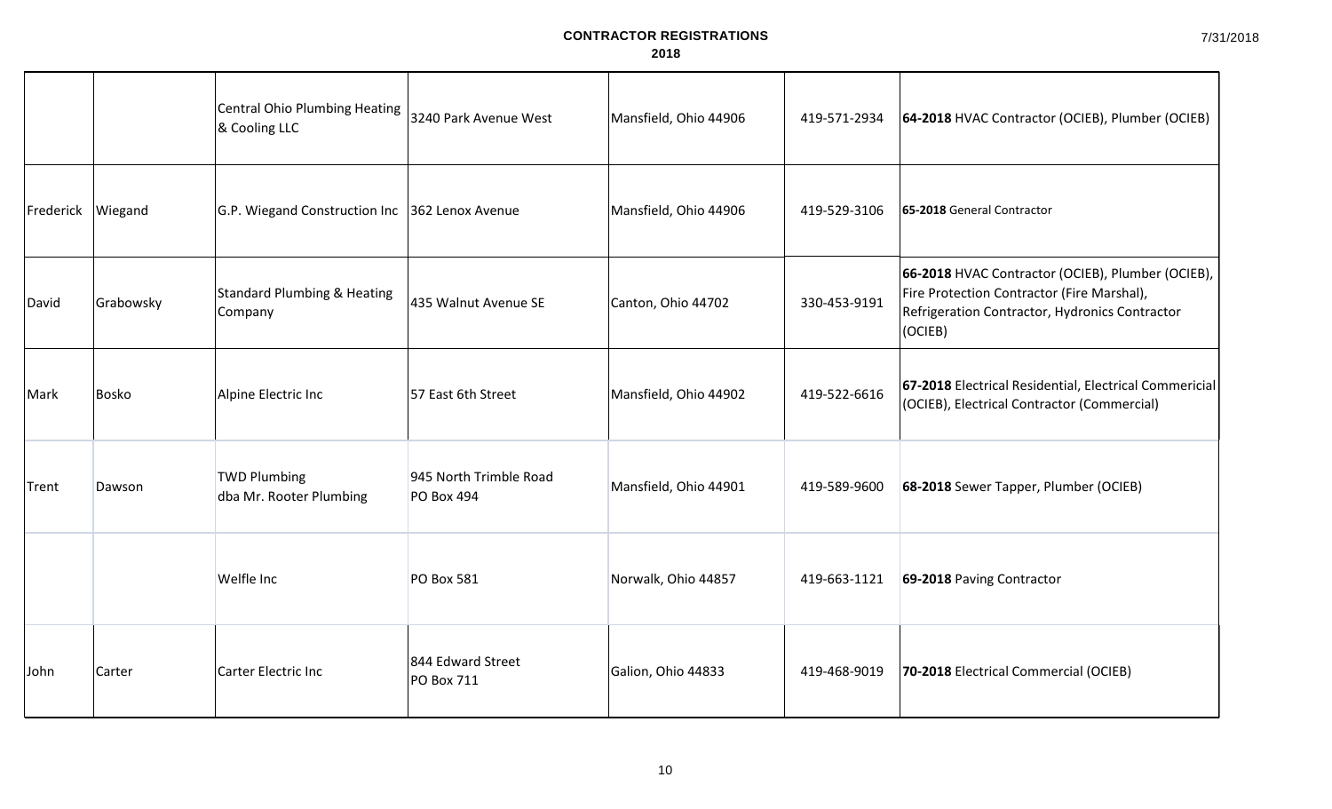**CONTRACTOR REGISTRATIONS**
**2018**

| | | | | | | |
|---|---|---|---|---|---|---|
| | | Central Ohio Plumbing Heating & Cooling LLC | 3240 Park Avenue West | Mansfield, Ohio 44906 | 419-571-2934 | **64-2018** HVAC Contractor (OCIEB), Plumber (OCIEB) |
| Frederick | Wiegand | G.P. Wiegand Construction Inc | 362 Lenox Avenue | Mansfield, Ohio 44906 | 419-529-3106 | **65-2018** General Contractor |
| David | Grabowsky | Standard Plumbing & Heating Company | 435 Walnut Avenue SE | Canton, Ohio 44702 | 330-453-9191 | **66-2018** HVAC Contractor (OCIEB), Plumber (OCIEB), Fire Protection Contractor (Fire Marshal), Refrigeration Contractor, Hydronics Contractor (OCIEB) |
| Mark | Bosko | Alpine Electric Inc | 57 East 6th Street | Mansfield, Ohio 44902 | 419-522-6616 | **67-2018** Electrical Residential, Electrical Commericial (OCIEB), Electrical Contractor (Commercial) |
| Trent | Dawson | TWD Plumbing dba Mr. Rooter Plumbing | 945 North Trimble Road PO Box 494 | Mansfield, Ohio 44901 | 419-589-9600 | **68-2018** Sewer Tapper, Plumber (OCIEB) |
| | | Welfle Inc | PO Box 581 | Norwalk, Ohio 44857 | 419-663-1121 | **69-2018** Paving Contractor |
| John | Carter | Carter Electric Inc | 844 Edward Street PO Box 711 | Galion, Ohio 44833 | 419-468-9019 | **70-2018** Electrical Commercial (OCIEB) |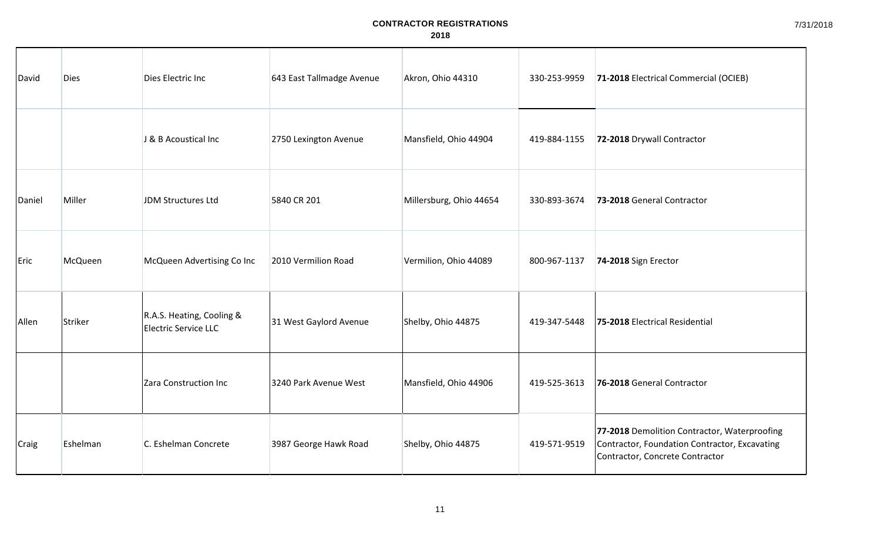**CONTRACTOR REGISTRATIONS**
**2018**

| | | | | | | |
|---|---|---|---|---|---|---|
| David | Dies | Dies Electric Inc | 643 East Tallmadge Avenue | Akron, Ohio 44310 | 330-253-9959 | **71-2018** Electrical Commercial (OCIEB) |
| | | J & B Acoustical Inc | 2750 Lexington Avenue | Mansfield, Ohio 44904 | 419-884-1155 | **72-2018** Drywall Contractor |
| Daniel | Miller | JDM Structures Ltd | 5840 CR 201 | Millersburg, Ohio 44654 | 330-893-3674 | **73-2018** General Contractor |
| Eric | McQueen | McQueen Advertising Co Inc | 2010 Vermilion Road | Vermilion, Ohio 44089 | 800-967-1137 | **74-2018** Sign Erector |
| Allen | Striker | R.A.S. Heating, Cooling & Electric Service LLC | 31 West Gaylord Avenue | Shelby, Ohio 44875 | 419-347-5448 | **75-2018** Electrical Residential |
| | | Zara Construction Inc | 3240 Park Avenue West | Mansfield, Ohio 44906 | 419-525-3613 | **76-2018** General Contractor |
| Craig | Eshelman | C. Eshelman Concrete | 3987 George Hawk Road | Shelby, Ohio 44875 | 419-571-9519 | **77-2018** Demolition Contractor, Waterproofing Contractor, Foundation Contractor, Excavating Contractor, Concrete Contractor |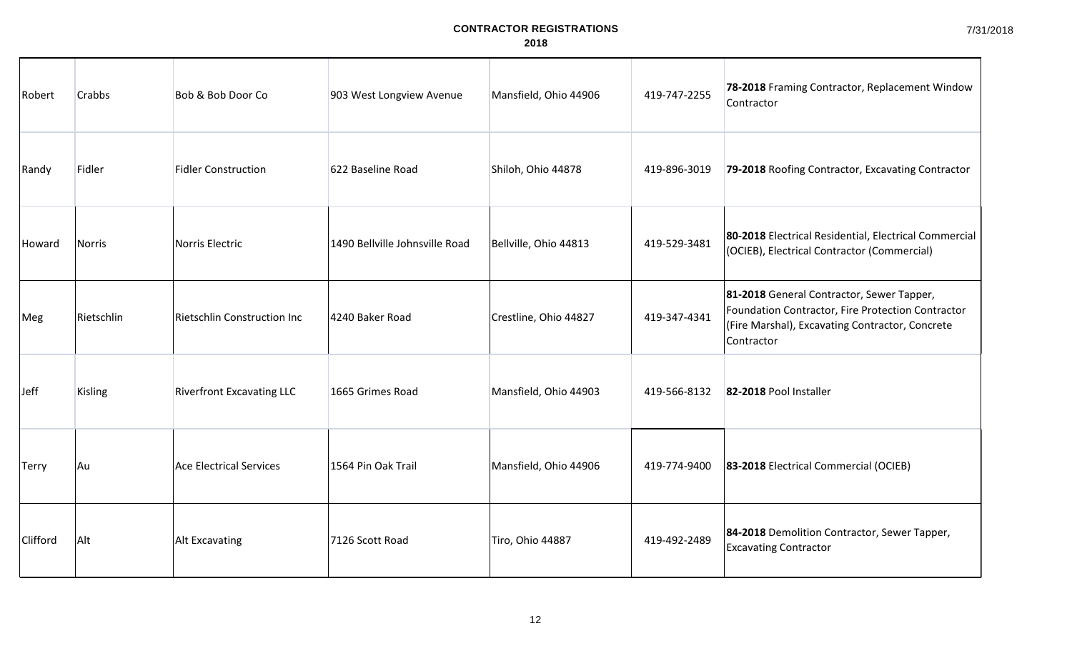# CONTRACTOR REGISTRATIONS

## 2018

| | | | | | | |
|---|---|---|---|---|---|---|
| Robert | Crabbs | Bob & Bob Door Co | 903 West Longview Avenue | Mansfield, Ohio 44906 | 419-747-2255 | **78-2018** Framing Contractor, Replacement Window Contractor |
| Randy | Fidler | Fidler Construction | 622 Baseline Road | Shiloh, Ohio 44878 | 419-896-3019 | **79-2018** Roofing Contractor, Excavating Contractor |
| Howard | Norris | Norris Electric | 1490 Bellville Johnsville Road | Bellville, Ohio 44813 | 419-529-3481 | **80-2018** Electrical Residential, Electrical Commercial (OCIEB), Electrical Contractor (Commercial) |
| Meg | Rietschlin | Rietschlin Construction Inc | 4240 Baker Road | Crestline, Ohio 44827 | 419-347-4341 | **81-2018** General Contractor, Sewer Tapper, Foundation Contractor, Fire Protection Contractor (Fire Marshal), Excavating Contractor, Concrete Contractor |
| Jeff | Kisling | Riverfront Excavating LLC | 1665 Grimes Road | Mansfield, Ohio 44903 | 419-566-8132 | **82-2018** Pool Installer |
| Terry | Au | Ace Electrical Services | 1564 Pin Oak Trail | Mansfield, Ohio 44906 | 419-774-9400 | **83-2018** Electrical Commercial (OCIEB) |
| Clifford | Alt | Alt Excavating | 7126 Scott Road | Tiro, Ohio 44887 | 419-492-2489 | **84-2018** Demolition Contractor, Sewer Tapper, Excavating Contractor |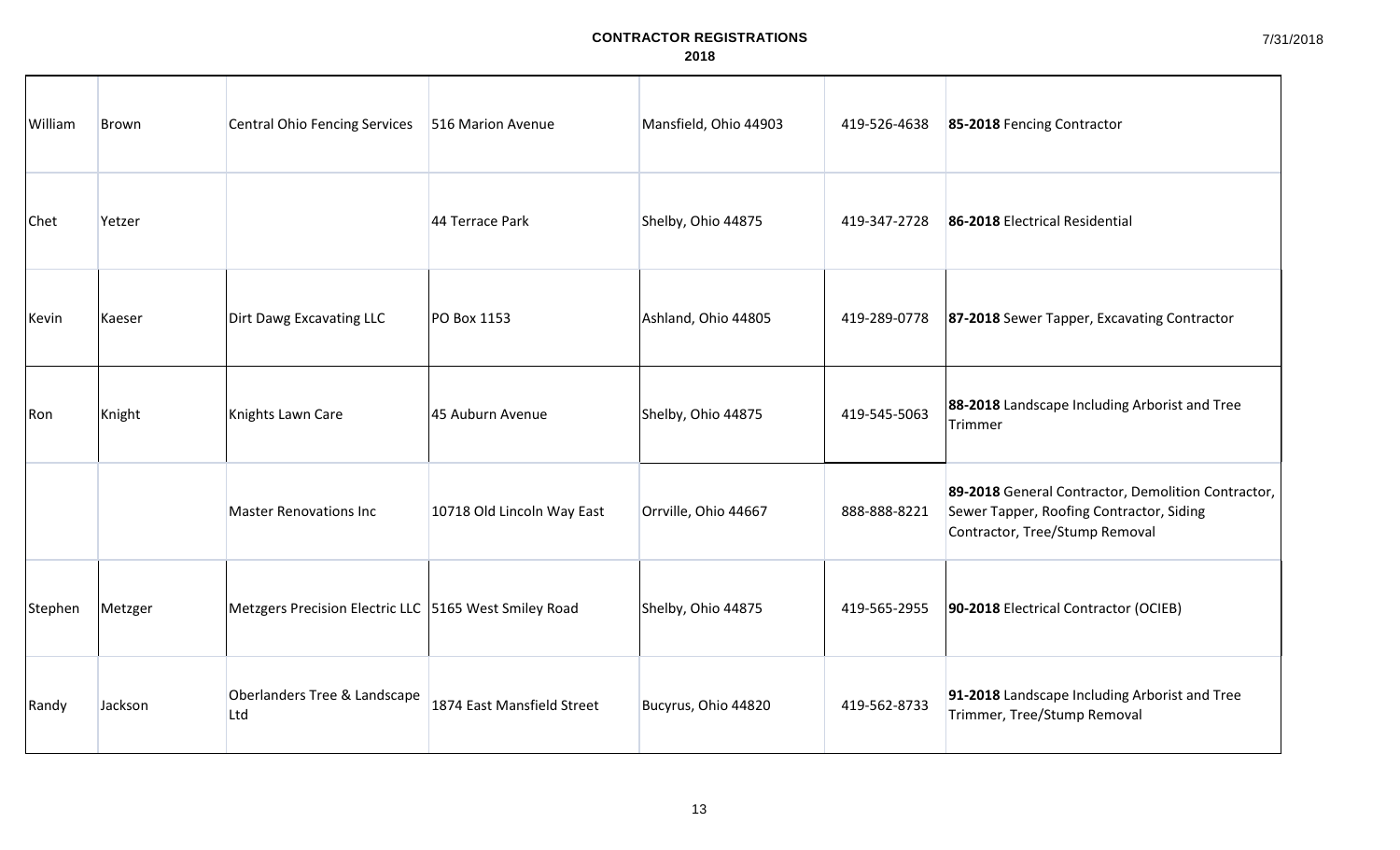**CONTRACTOR REGISTRATIONS**
**2018**

| | | | | | | |
|---|---|---|---|---|---|---|
| William | Brown | Central Ohio Fencing Services | 516 Marion Avenue | Mansfield, Ohio 44903 | 419-526-4638 | **85-2018** Fencing Contractor |
| Chet | Yetzer | | 44 Terrace Park | Shelby, Ohio 44875 | 419-347-2728 | **86-2018** Electrical Residential |
| Kevin | Kaeser | Dirt Dawg Excavating LLC | PO Box 1153 | Ashland, Ohio 44805 | 419-289-0778 | **87-2018** Sewer Tapper, Excavating Contractor |
| Ron | Knight | Knights Lawn Care | 45 Auburn Avenue | Shelby, Ohio 44875 | 419-545-5063 | **88-2018** Landscape Including Arborist and Tree Trimmer |
| | | Master Renovations Inc | 10718 Old Lincoln Way East | Orrville, Ohio 44667 | 888-888-8221 | **89-2018** General Contractor, Demolition Contractor, Sewer Tapper, Roofing Contractor, Siding Contractor, Tree/Stump Removal |
| Stephen | Metzger | Metzgers Precision Electric LLC | 5165 West Smiley Road | Shelby, Ohio 44875 | 419-565-2955 | **90-2018** Electrical Contractor (OCIEB) |
| Randy | Jackson | Oberlanders Tree & Landscape Ltd | 1874 East Mansfield Street | Bucyrus, Ohio 44820 | 419-562-8733 | **91-2018** Landscape Including Arborist and Tree Trimmer, Tree/Stump Removal |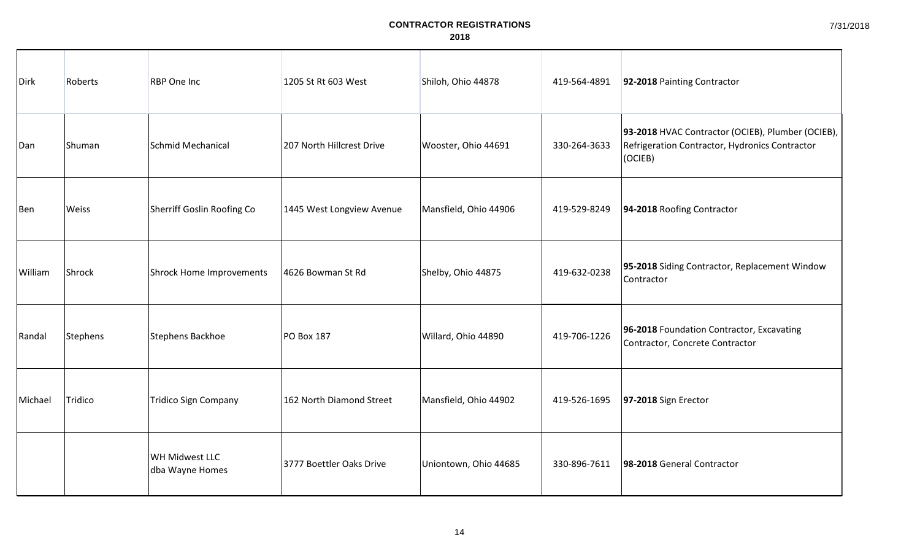**CONTRACTOR REGISTRATIONS**
**2018**

| | | | | | | |
|---|---|---|---|---|---|---|
| Dirk | Roberts | RBP One Inc | 1205 St Rt 603 West | Shiloh, Ohio 44878 | 419-564-4891 | **92-2018** Painting Contractor |
| Dan | Shuman | Schmid Mechanical | 207 North Hillcrest Drive | Wooster, Ohio 44691 | 330-264-3633 | **93-2018** HVAC Contractor (OCIEB), Plumber (OCIEB), Refrigeration Contractor, Hydronics Contractor (OCIEB) |
| Ben | Weiss | Sherriff Goslin Roofing Co | 1445 West Longview Avenue | Mansfield, Ohio 44906 | 419-529-8249 | **94-2018** Roofing Contractor |
| William | Shrock | Shrock Home Improvements | 4626 Bowman St Rd | Shelby, Ohio 44875 | 419-632-0238 | **95-2018** Siding Contractor, Replacement Window Contractor |
| Randal | Stephens | Stephens Backhoe | PO Box 187 | Willard, Ohio 44890 | 419-706-1226 | **96-2018** Foundation Contractor, Excavating Contractor, Concrete Contractor |
| Michael | Tridico | Tridico Sign Company | 162 North Diamond Street | Mansfield, Ohio 44902 | 419-526-1695 | **97-2018** Sign Erector |
| | | WH Midwest LLC dba Wayne Homes | 3777 Boettler Oaks Drive | Uniontown, Ohio 44685 | 330-896-7611 | **98-2018** General Contractor |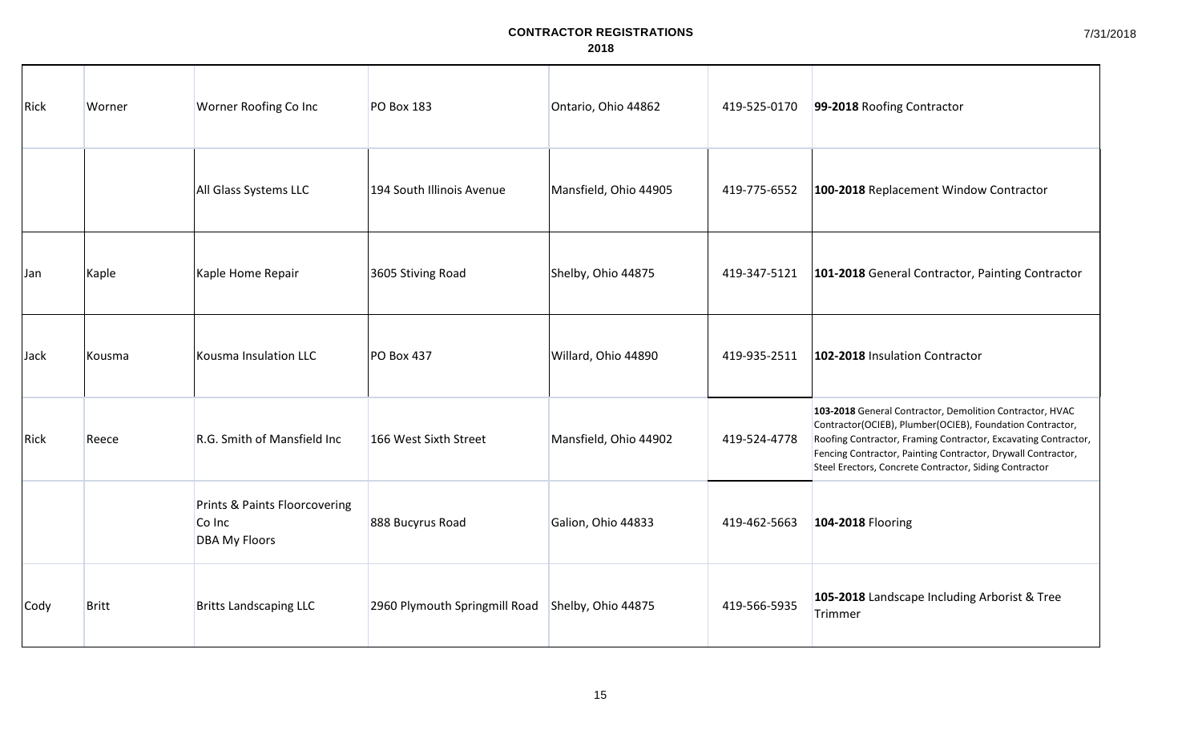**CONTRACTOR REGISTRATIONS**
**2018**

| | | | | | | |
|---|---|---|---|---|---|---|
| Rick | Worner | Worner Roofing Co Inc | PO Box 183 | Ontario, Ohio 44862 | 419-525-0170 | **99-2018** Roofing Contractor |
| | | All Glass Systems LLC | 194 South Illinois Avenue | Mansfield, Ohio 44905 | 419-775-6552 | **100-2018** Replacement Window Contractor |
| Jan | Kaple | Kaple Home Repair | 3605 Stiving Road | Shelby, Ohio 44875 | 419-347-5121 | **101-2018** General Contractor, Painting Contractor |
| Jack | Kousma | Kousma Insulation LLC | PO Box 437 | Willard, Ohio 44890 | 419-935-2511 | **102-2018** Insulation Contractor |
| Rick | Reece | R.G. Smith of Mansfield Inc | 166 West Sixth Street | Mansfield, Ohio 44902 | 419-524-4778 | **103-2018** General Contractor, Demolition Contractor, HVAC Contractor(OCIEB), Plumber(OCIEB), Foundation Contractor, Roofing Contractor, Framing Contractor, Excavating Contractor, Fencing Contractor, Painting Contractor, Drywall Contractor, Steel Erectors, Concrete Contractor, Siding Contractor |
| | | Prints & Paints Floorcovering Co Inc DBA My Floors | 888 Bucyrus Road | Galion, Ohio 44833 | 419-462-5663 | **104-2018** Flooring |
| Cody | Britt | Britts Landscaping LLC | 2960 Plymouth Springmill Road | Shelby, Ohio 44875 | 419-566-5935 | **105-2018** Landscape Including Arborist & Tree Trimmer |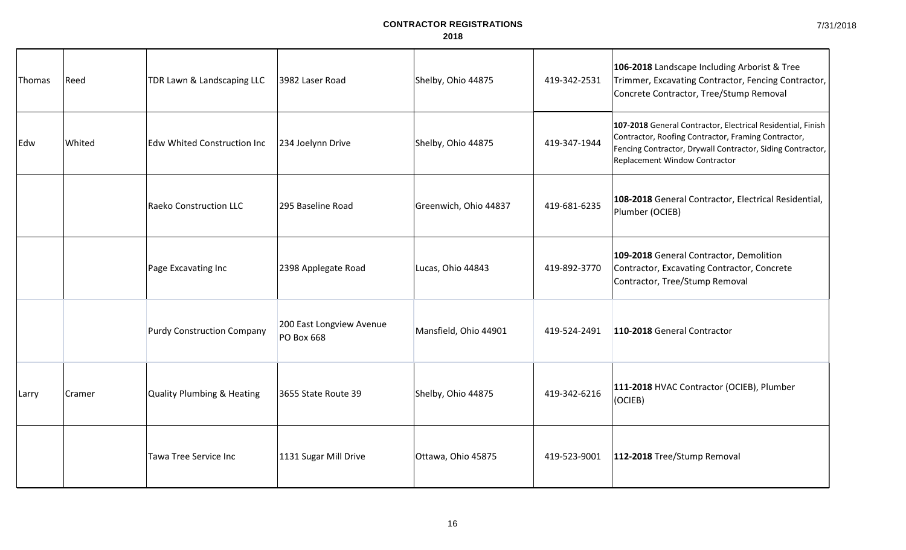**CONTRACTOR REGISTRATIONS**
**2018**

| | | | | | | |
|---|---|---|---|---|---|---|
| Thomas | Reed | TDR Lawn & Landscaping LLC | 3982 Laser Road | Shelby, Ohio 44875 | 419-342-2531 | **106-2018** Landscape Including Arborist & Tree Trimmer, Excavating Contractor, Fencing Contractor, Concrete Contractor, Tree/Stump Removal |
| Edw | Whited | Edw Whited Construction Inc | 234 Joelynn Drive | Shelby, Ohio 44875 | 419-347-1944 | **107-2018** General Contractor, Electrical Residential, Finish Contractor, Roofing Contractor, Framing Contractor, Fencing Contractor, Drywall Contractor, Siding Contractor, Replacement Window Contractor |
| | | Raeko Construction LLC | 295 Baseline Road | Greenwich, Ohio 44837 | 419-681-6235 | **108-2018** General Contractor, Electrical Residential, Plumber (OCIEB) |
| | | Page Excavating Inc | 2398 Applegate Road | Lucas, Ohio 44843 | 419-892-3770 | **109-2018** General Contractor, Demolition Contractor, Excavating Contractor, Concrete Contractor, Tree/Stump Removal |
| | | Purdy Construction Company | 200 East Longview Avenue PO Box 668 | Mansfield, Ohio 44901 | 419-524-2491 | **110-2018** General Contractor |
| Larry | Cramer | Quality Plumbing & Heating | 3655 State Route 39 | Shelby, Ohio 44875 | 419-342-6216 | **111-2018** HVAC Contractor (OCIEB), Plumber (OCIEB) |
| | | Tawa Tree Service Inc | 1131 Sugar Mill Drive | Ottawa, Ohio 45875 | 419-523-9001 | **112-2018** Tree/Stump Removal |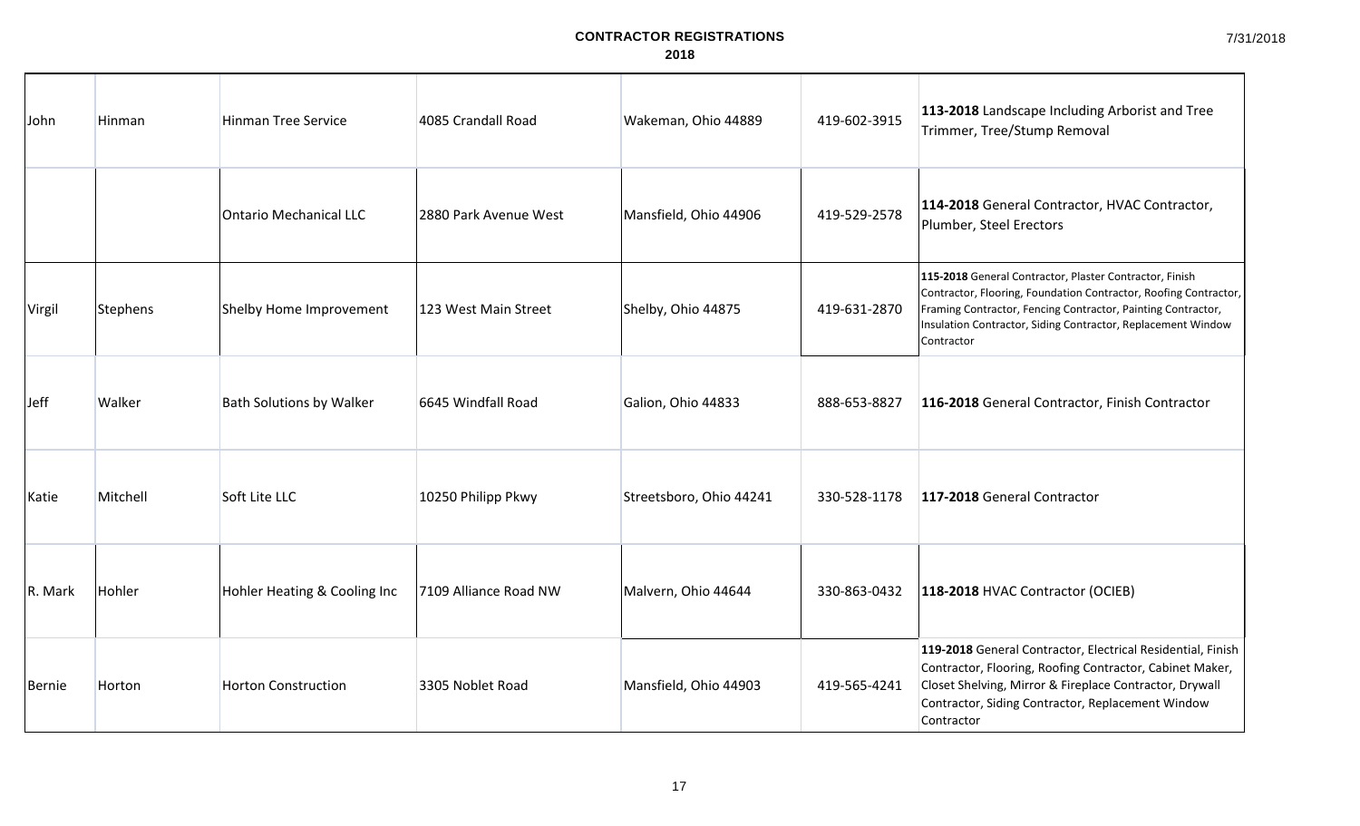**CONTRACTOR REGISTRATIONS**
**2018**

| | | | | | | |
|---|---|---|---|---|---|---|
| John | Hinman | Hinman Tree Service | 4085 Crandall Road | Wakeman, Ohio 44889 | 419-602-3915 | **113-2018** Landscape Including Arborist and Tree Trimmer, Tree/Stump Removal |
| | | Ontario Mechanical LLC | 2880 Park Avenue West | Mansfield, Ohio 44906 | 419-529-2578 | **114-2018** General Contractor, HVAC Contractor, Plumber, Steel Erectors |
| Virgil | Stephens | Shelby Home Improvement | 123 West Main Street | Shelby, Ohio 44875 | 419-631-2870 | **115-2018** General Contractor, Plaster Contractor, Finish Contractor, Flooring, Foundation Contractor, Roofing Contractor, Framing Contractor, Fencing Contractor, Painting Contractor, Insulation Contractor, Siding Contractor, Replacement Window Contractor |
| Jeff | Walker | Bath Solutions by Walker | 6645 Windfall Road | Galion, Ohio 44833 | 888-653-8827 | **116-2018** General Contractor, Finish Contractor |
| Katie | Mitchell | Soft Lite LLC | 10250 Philipp Pkwy | Streetsboro, Ohio 44241 | 330-528-1178 | **117-2018** General Contractor |
| R. Mark | Hohler | Hohler Heating & Cooling Inc | 7109 Alliance Road NW | Malvern, Ohio 44644 | 330-863-0432 | **118-2018** HVAC Contractor (OCIEB) |
| Bernie | Horton | Horton Construction | 3305 Noblet Road | Mansfield, Ohio 44903 | 419-565-4241 | **119-2018** General Contractor, Electrical Residential, Finish Contractor, Flooring, Roofing Contractor, Cabinet Maker, Closet Shelving, Mirror & Fireplace Contractor, Drywall Contractor, Siding Contractor, Replacement Window Contractor |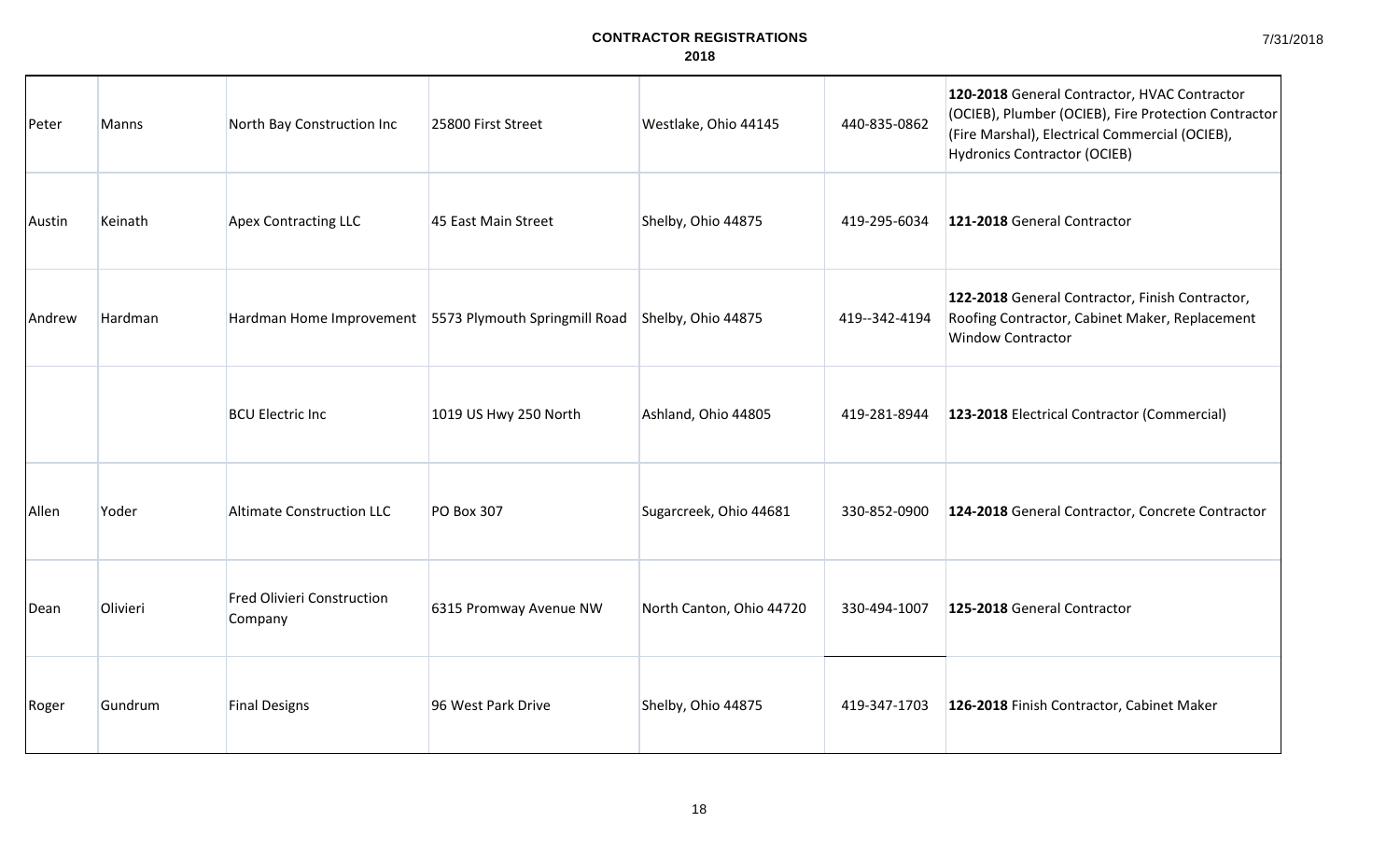**CONTRACTOR REGISTRATIONS**
**2018**

| | | | | | | |
|---|---|---|---|---|---|---|
| Peter | Manns | North Bay Construction Inc | 25800 First Street | Westlake, Ohio 44145 | 440-835-0862 | **120-2018** General Contractor, HVAC Contractor (OCIEB), Plumber (OCIEB), Fire Protection Contractor (Fire Marshal), Electrical Commercial (OCIEB), Hydronics Contractor (OCIEB) |
| Austin | Keinath | Apex Contracting LLC | 45 East Main Street | Shelby, Ohio 44875 | 419-295-6034 | **121-2018** General Contractor |
| Andrew | Hardman | Hardman Home Improvement | 5573 Plymouth Springmill Road | Shelby, Ohio 44875 | 419--342-4194 | **122-2018** General Contractor, Finish Contractor, Roofing Contractor, Cabinet Maker, Replacement Window Contractor |
| | | BCU Electric Inc | 1019 US Hwy 250 North | Ashland, Ohio 44805 | 419-281-8944 | **123-2018** Electrical Contractor (Commercial) |
| Allen | Yoder | Altimate Construction LLC | PO Box 307 | Sugarcreek, Ohio 44681 | 330-852-0900 | **124-2018** General Contractor, Concrete Contractor |
| Dean | Olivieri | Fred Olivieri Construction Company | 6315 Promway Avenue NW | North Canton, Ohio 44720 | 330-494-1007 | **125-2018** General Contractor |
| Roger | Gundrum | Final Designs | 96 West Park Drive | Shelby, Ohio 44875 | 419-347-1703 | **126-2018** Finish Contractor, Cabinet Maker |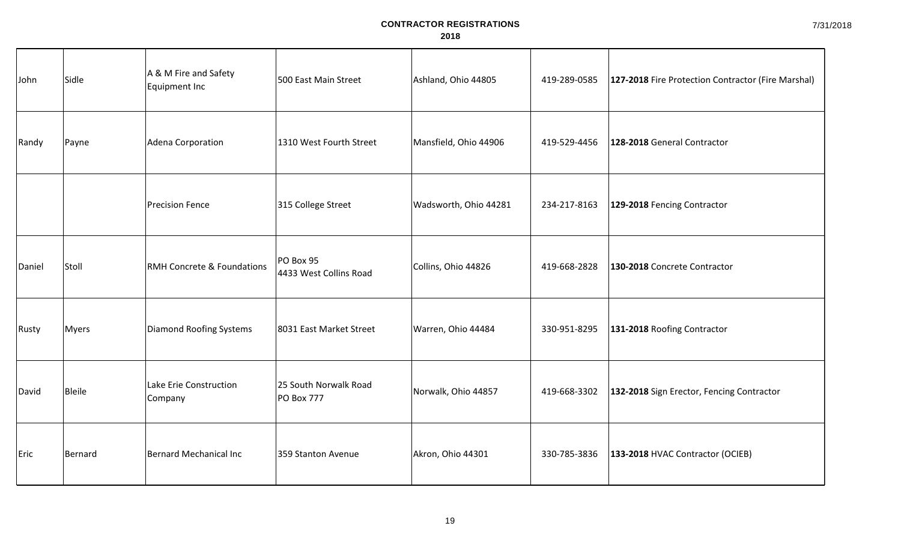# CONTRACTOR REGISTRATIONS

## 2018

| | | | | | | |
|---|---|---|---|---|---|---|
| John | Sidle | A & M Fire and Safety Equipment Inc | 500 East Main Street | Ashland, Ohio 44805 | 419-289-0585 | **127-2018** Fire Protection Contractor (Fire Marshal) |
| Randy | Payne | Adena Corporation | 1310 West Fourth Street | Mansfield, Ohio 44906 | 419-529-4456 | **128-2018** General Contractor |
| | | Precision Fence | 315 College Street | Wadsworth, Ohio 44281 | 234-217-8163 | **129-2018** Fencing Contractor |
| Daniel | Stoll | RMH Concrete & Foundations | PO Box 95<br>4433 West Collins Road | Collins, Ohio 44826 | 419-668-2828 | **130-2018** Concrete Contractor |
| Rusty | Myers | Diamond Roofing Systems | 8031 East Market Street | Warren, Ohio 44484 | 330-951-8295 | **131-2018** Roofing Contractor |
| David | Bleile | Lake Erie Construction Company | 25 South Norwalk Road<br>PO Box 777 | Norwalk, Ohio 44857 | 419-668-3302 | **132-2018** Sign Erector, Fencing Contractor |
| Eric | Bernard | Bernard Mechanical Inc | 359 Stanton Avenue | Akron, Ohio 44301 | 330-785-3836 | **133-2018** HVAC Contractor (OCIEB) |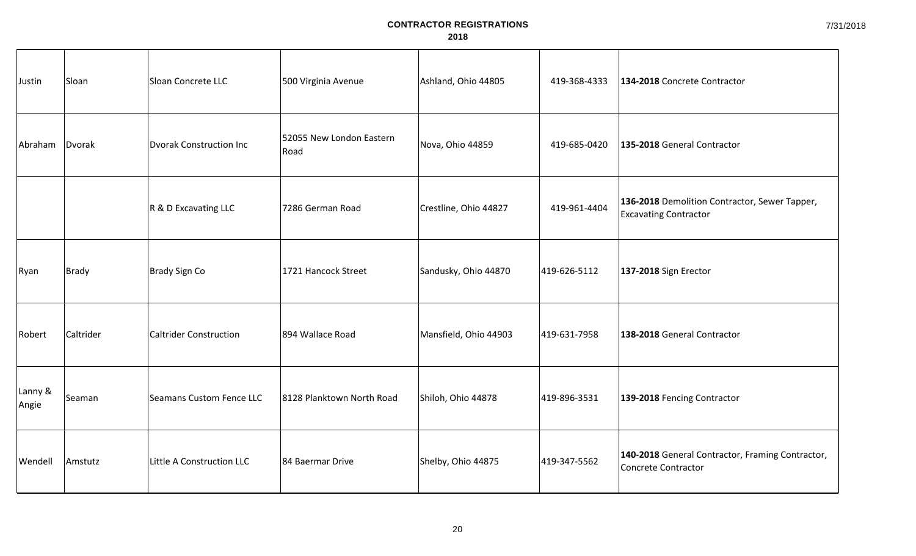**CONTRACTOR REGISTRATIONS**
**2018**

| | | | | | | |
|---|---|---|---|---|---|---|
| Justin | Sloan | Sloan Concrete LLC | 500 Virginia Avenue | Ashland, Ohio 44805 | 419-368-4333 | **134-2018** Concrete Contractor |
| Abraham | Dvorak | Dvorak Construction Inc | 52055 New London Eastern Road | Nova, Ohio 44859 | 419-685-0420 | **135-2018** General Contractor |
| | | R & D Excavating LLC | 7286 German Road | Crestline, Ohio 44827 | 419-961-4404 | **136-2018** Demolition Contractor, Sewer Tapper, Excavating Contractor |
| Ryan | Brady | Brady Sign Co | 1721 Hancock Street | Sandusky, Ohio 44870 | 419-626-5112 | **137-2018** Sign Erector |
| Robert | Caltrider | Caltrider Construction | 894 Wallace Road | Mansfield, Ohio 44903 | 419-631-7958 | **138-2018** General Contractor |
| Lanny & Angie | Seaman | Seamans Custom Fence LLC | 8128 Planktown North Road | Shiloh, Ohio 44878 | 419-896-3531 | **139-2018** Fencing Contractor |
| Wendell | Amstutz | Little A Construction LLC | 84 Baermar Drive | Shelby, Ohio 44875 | 419-347-5562 | **140-2018** General Contractor, Framing Contractor, Concrete Contractor |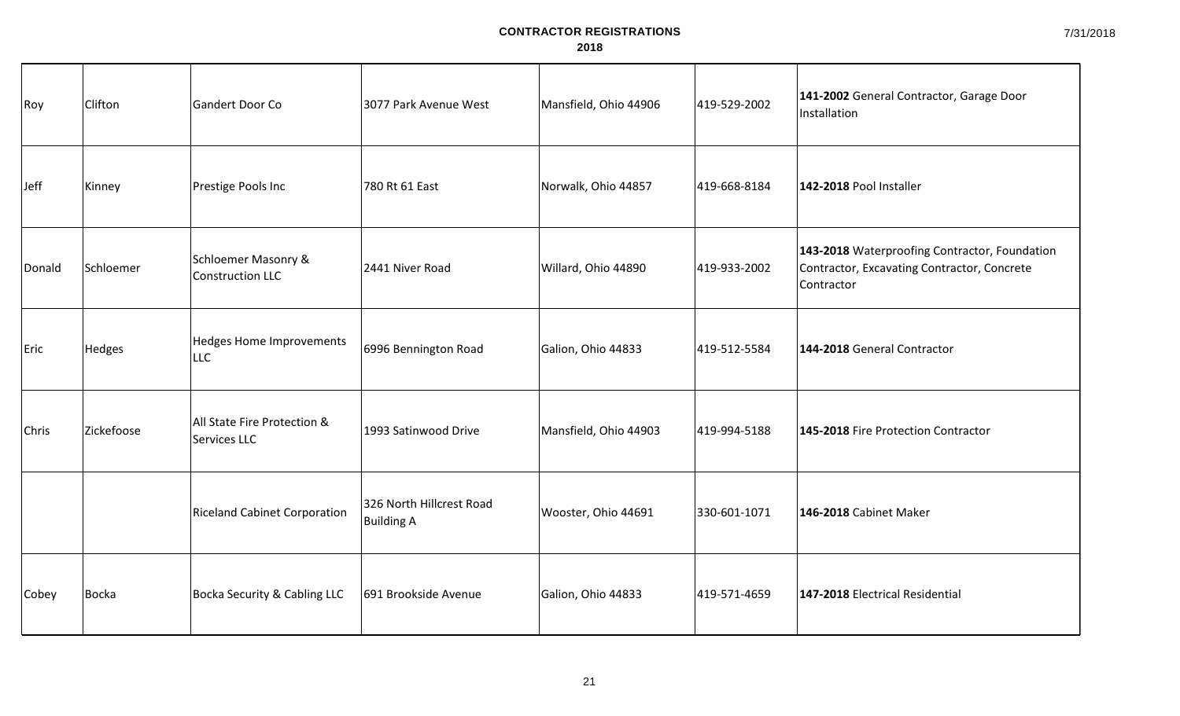# CONTRACTOR REGISTRATIONS

## 2018

| | | | | | | |
|---|---|---|---|---|---|---|
| Roy | Clifton | Gandert Door Co | 3077 Park Avenue West | Mansfield, Ohio 44906 | 419-529-2002 | **141-2002** General Contractor, Garage Door Installation |
| Jeff | Kinney | Prestige Pools Inc | 780 Rt 61 East | Norwalk, Ohio 44857 | 419-668-8184 | **142-2018** Pool Installer |
| Donald | Schloemer | Schloemer Masonry & Construction LLC | 2441 Niver Road | Willard, Ohio 44890 | 419-933-2002 | **143-2018** Waterproofing Contractor, Foundation Contractor, Excavating Contractor, Concrete Contractor |
| Eric | Hedges | Hedges Home Improvements LLC | 6996 Bennington Road | Galion, Ohio 44833 | 419-512-5584 | **144-2018** General Contractor |
| Chris | Zickefoose | All State Fire Protection & Services LLC | 1993 Satinwood Drive | Mansfield, Ohio 44903 | 419-994-5188 | **145-2018** Fire Protection Contractor |
| | | Riceland Cabinet Corporation | 326 North Hillcrest Road Building A | Wooster, Ohio 44691 | 330-601-1071 | **146-2018** Cabinet Maker |
| Cobey | Bocka | Bocka Security & Cabling LLC | 691 Brookside Avenue | Galion, Ohio 44833 | 419-571-4659 | **147-2018** Electrical Residential |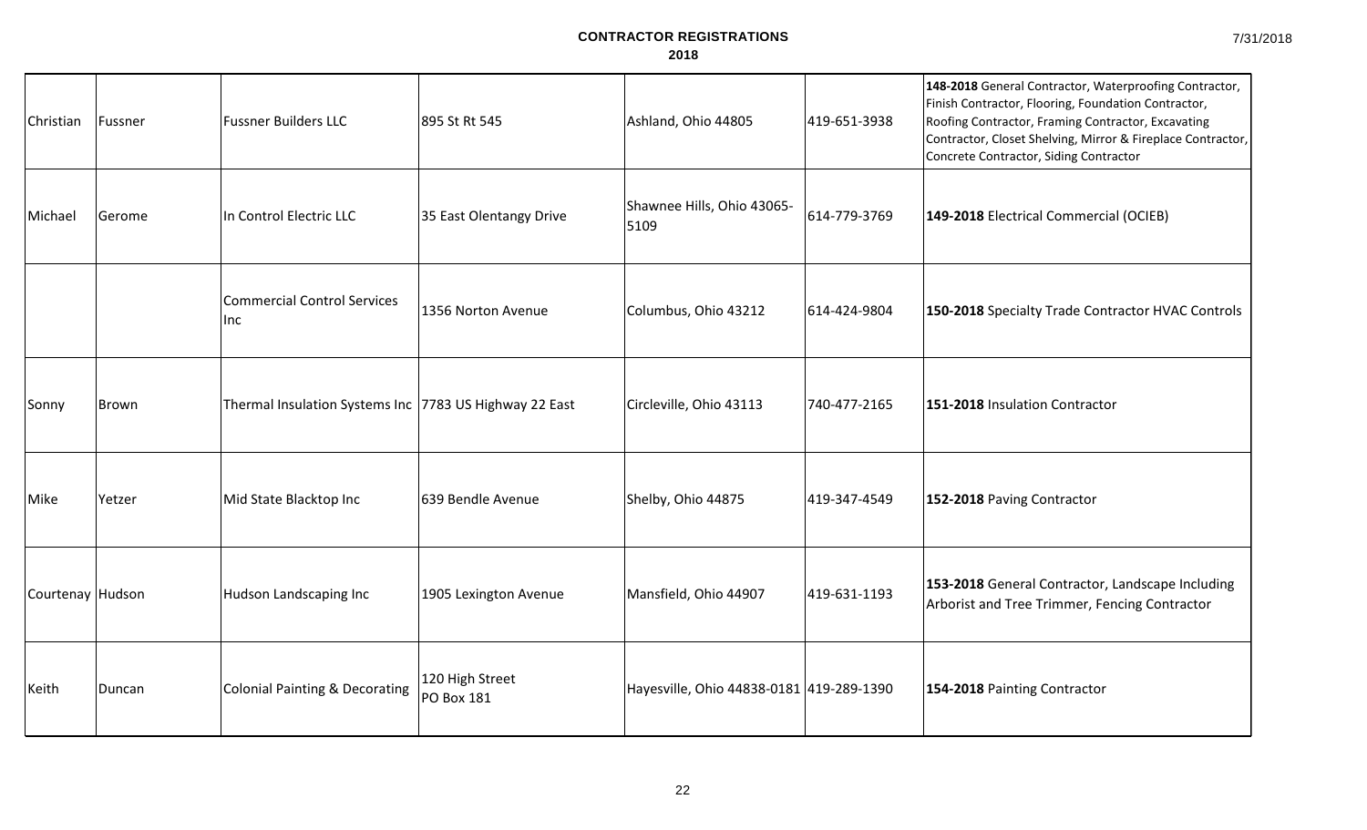# CONTRACTOR REGISTRATIONS

## 2018

| | | | | | | |
|---|---|---|---|---|---|---|
| Christian | Fussner | Fussner Builders LLC | 895 St Rt 545 | Ashland, Ohio 44805 | 419-651-3938 | **148-2018** General Contractor, Waterproofing Contractor, Finish Contractor, Flooring, Foundation Contractor, Roofing Contractor, Framing Contractor, Excavating Contractor, Closet Shelving, Mirror & Fireplace Contractor, Concrete Contractor, Siding Contractor |
| Michael | Gerome | In Control Electric LLC | 35 East Olentangy Drive | Shawnee Hills, Ohio 43065-5109 | 614-779-3769 | **149-2018** Electrical Commercial (OCIEB) |
| | | Commercial Control Services Inc | 1356 Norton Avenue | Columbus, Ohio 43212 | 614-424-9804 | **150-2018** Specialty Trade Contractor HVAC Controls |
| Sonny | Brown | Thermal Insulation Systems Inc | 7783 US Highway 22 East | Circleville, Ohio 43113 | 740-477-2165 | **151-2018** Insulation Contractor |
| Mike | Yetzer | Mid State Blacktop Inc | 639 Bendle Avenue | Shelby, Ohio 44875 | 419-347-4549 | **152-2018** Paving Contractor |
| Courtenay | Hudson | Hudson Landscaping Inc | 1905 Lexington Avenue | Mansfield, Ohio 44907 | 419-631-1193 | **153-2018** General Contractor, Landscape Including Arborist and Tree Trimmer, Fencing Contractor |
| Keith | Duncan | Colonial Painting & Decorating | 120 High Street PO Box 181 | Hayesville, Ohio 44838-0181 | 419-289-1390 | **154-2018** Painting Contractor |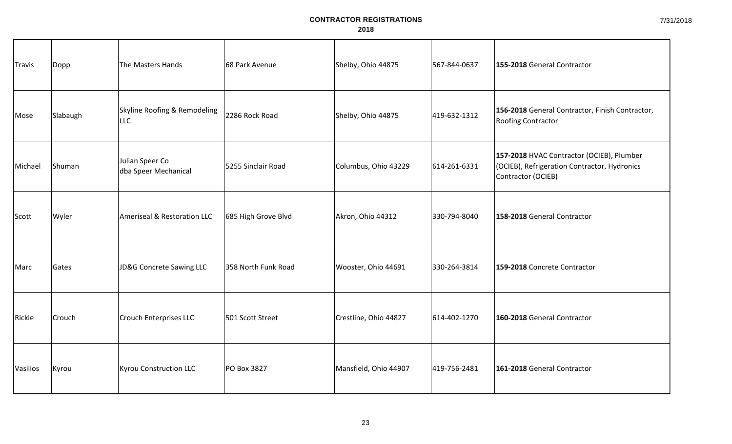**CONTRACTOR REGISTRATIONS**
**2018**

| | | | | | | |
|---|---|---|---|---|---|---|
| Travis | Dopp | The Masters Hands | 68 Park Avenue | Shelby, Ohio 44875 | 567-844-0637 | **155-2018** General Contractor |
| Mose | Slabaugh | Skyline Roofing & Remodeling LLC | 2286 Rock Road | Shelby, Ohio 44875 | 419-632-1312 | **156-2018** General Contractor, Finish Contractor, Roofing Contractor |
| Michael | Shuman | Julian Speer Co dba Speer Mechanical | 5255 Sinclair Road | Columbus, Ohio 43229 | 614-261-6331 | **157-2018** HVAC Contractor (OCIEB), Plumber (OCIEB), Refrigeration Contractor, Hydronics Contractor (OCIEB) |
| Scott | Wyler | Ameriseal & Restoration LLC | 685 High Grove Blvd | Akron, Ohio 44312 | 330-794-8040 | **158-2018** General Contractor |
| Marc | Gates | JD&G Concrete Sawing LLC | 358 North Funk Road | Wooster, Ohio 44691 | 330-264-3814 | **159-2018** Concrete Contractor |
| Rickie | Crouch | Crouch Enterprises LLC | 501 Scott Street | Crestline, Ohio 44827 | 614-402-1270 | **160-2018** General Contractor |
| Vasilios | Kyrou | Kyrou Construction LLC | PO Box 3827 | Mansfield, Ohio 44907 | 419-756-2481 | **161-2018** General Contractor |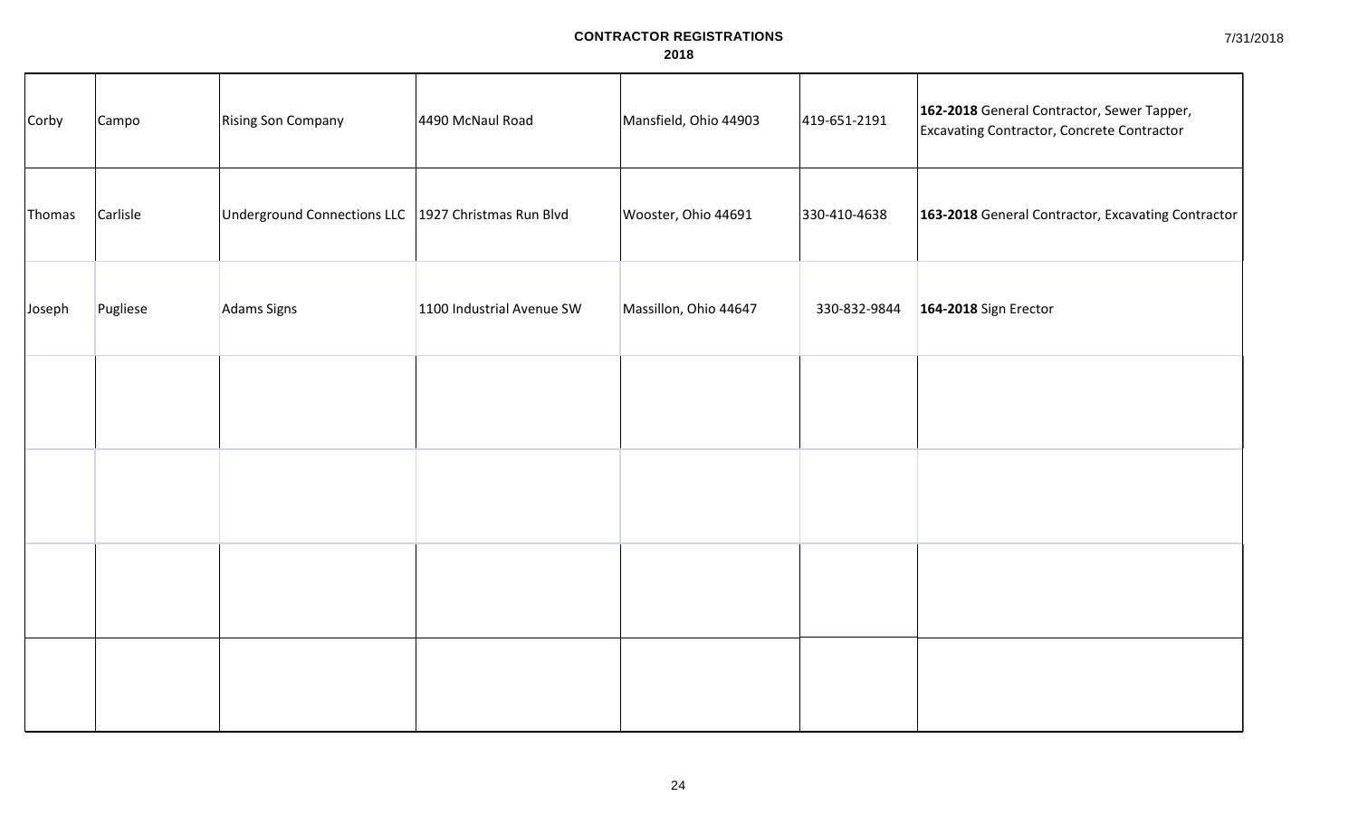**CONTRACTOR REGISTRATIONS**
**2018**

| | | | | | | |
|---|---|---|---|---|---|---|
| Corby | Campo | Rising Son Company | 4490 McNaul Road | Mansfield, Ohio 44903 | 419-651-2191 | **162-2018** General Contractor, Sewer Tapper, Excavating Contractor, Concrete Contractor |
| Thomas | Carlisle | Underground Connections LLC | 1927 Christmas Run Blvd | Wooster, Ohio 44691 | 330-410-4638 | **163-2018** General Contractor, Excavating Contractor |
| Joseph | Pugliese | Adams Signs | 1100 Industrial Avenue SW | Massillon, Ohio 44647 | 330-832-9844 | **164-2018** Sign Erector |
| | | | | | | |
| | | | | | | |
| | | | | | | |
| | | | | | | |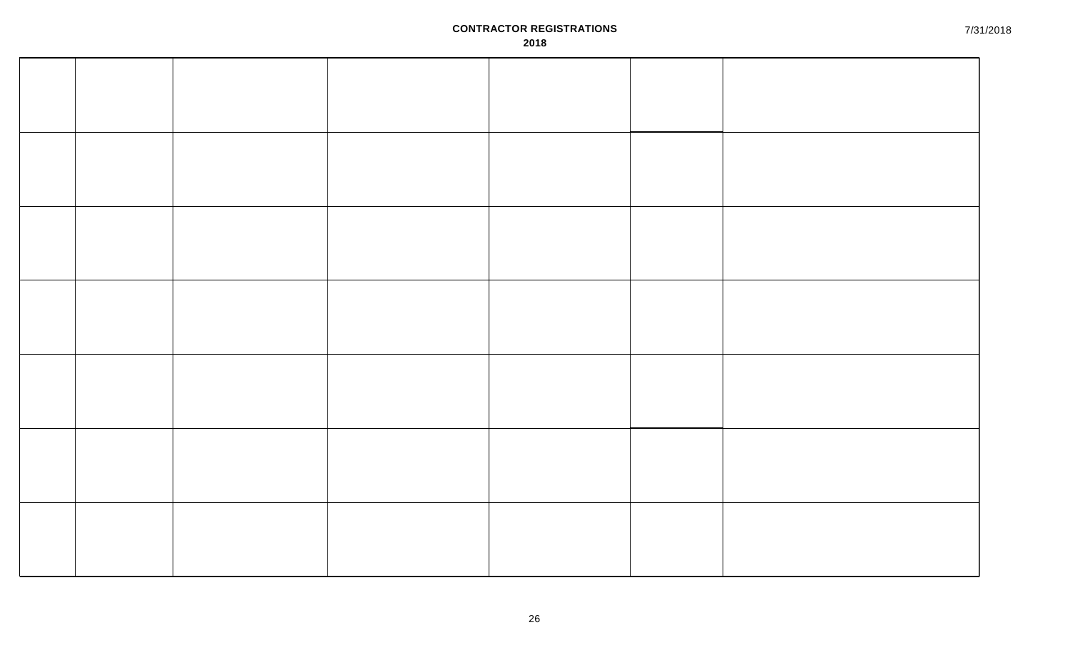**CONTRACTOR REGISTRATIONS**
**2018**

7/31/2018

| | | | | | | |
|---|---|---|---|---|---|---|
| | | | | | | |
| | | | | | | |
| | | | | | | |
| | | | | | | |
| | | | | | | |
| | | | | | | |
| | | | | | | |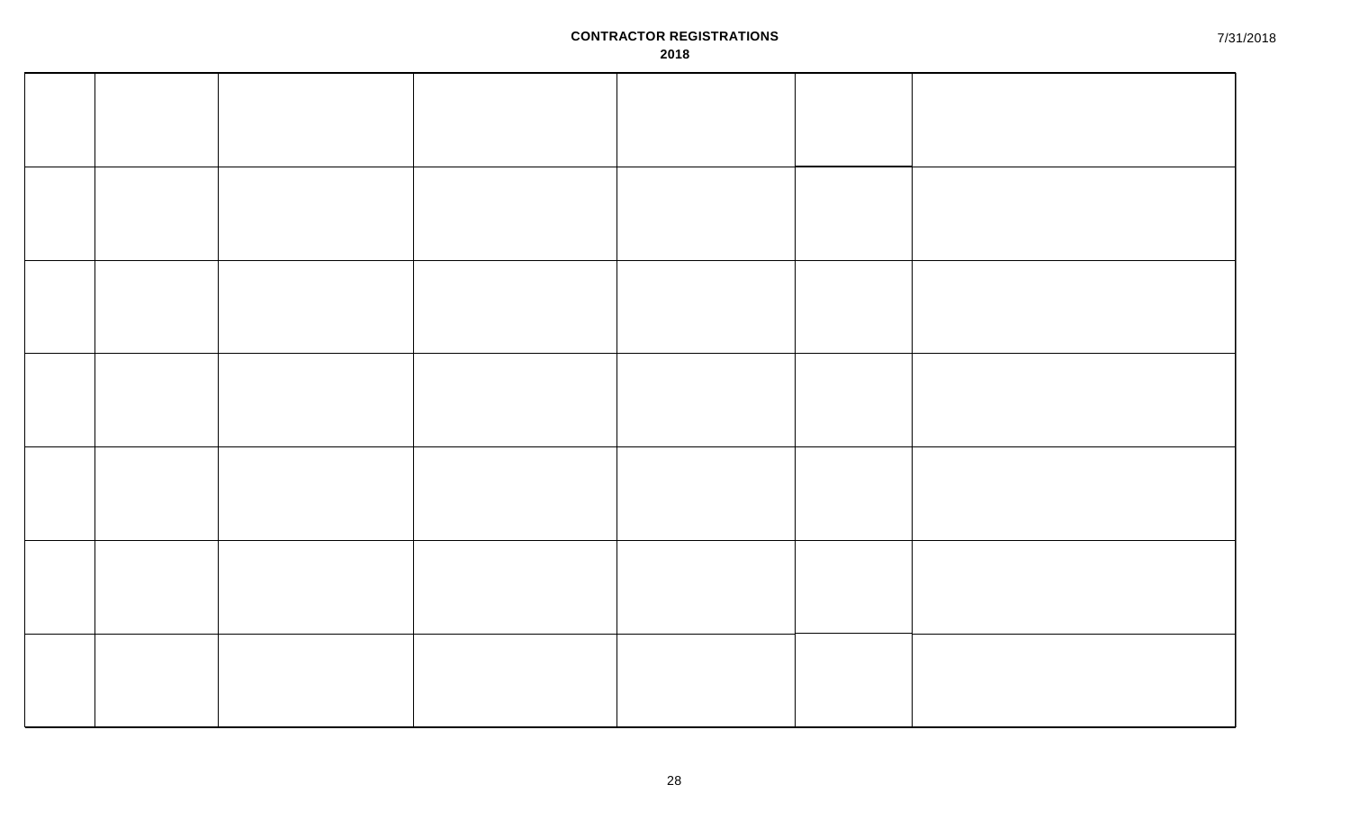# CONTRACTOR REGISTRATIONS

**2018**

| | | | | | | |
|---|---|---|---|---|---|---|
| | | | | | | |
| | | | | | | |
| | | | | | | |
| | | | | | | |
| | | | | | | |
| | | | | | | |
| | | | | | | |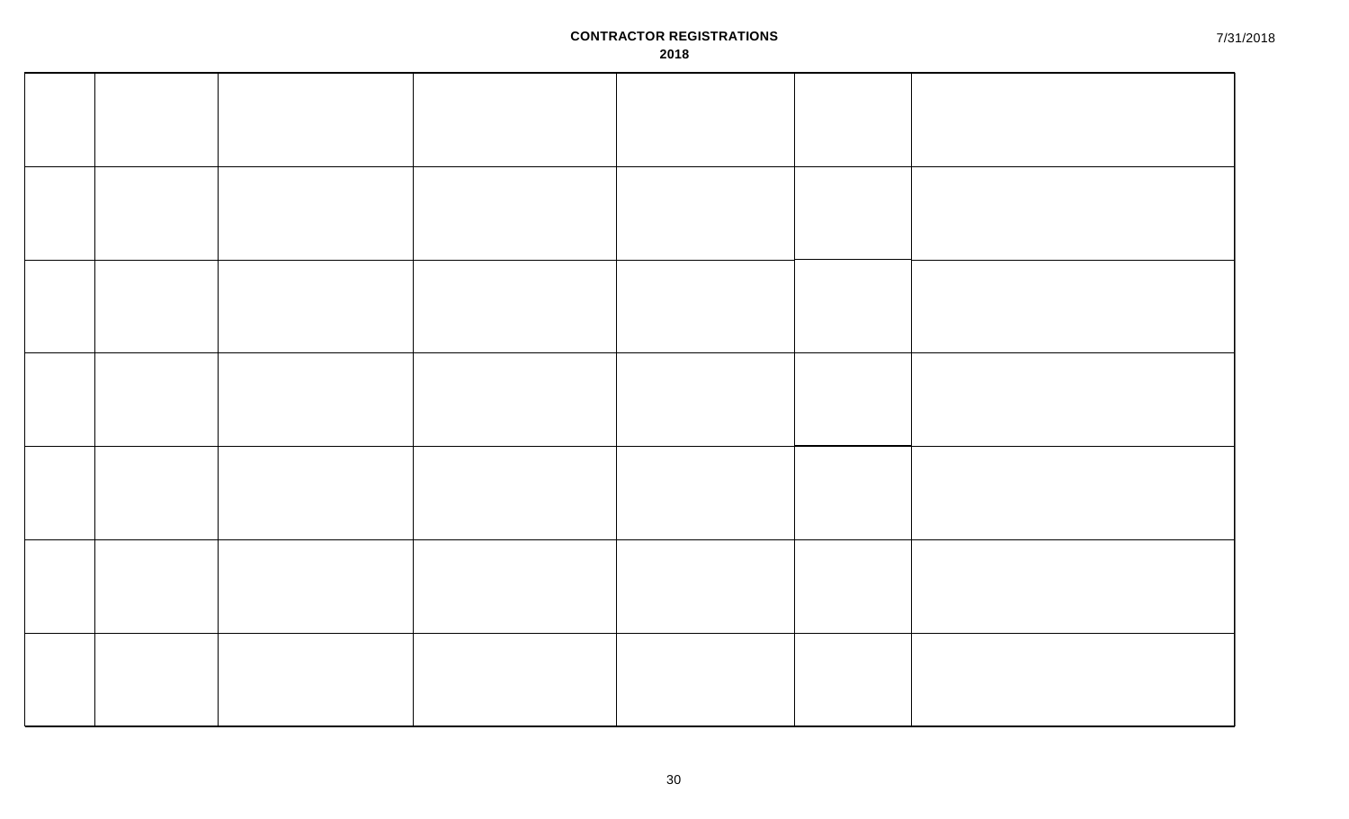**CONTRACTOR REGISTRATIONS**
**2018**

| | | | | | | |
|---|---|---|---|---|---|---|
| | | | | | | |
| | | | | | | |
| | | | | | | |
| | | | | | | |
| | | | | | | |
| | | | | | | |
| | | | | | | |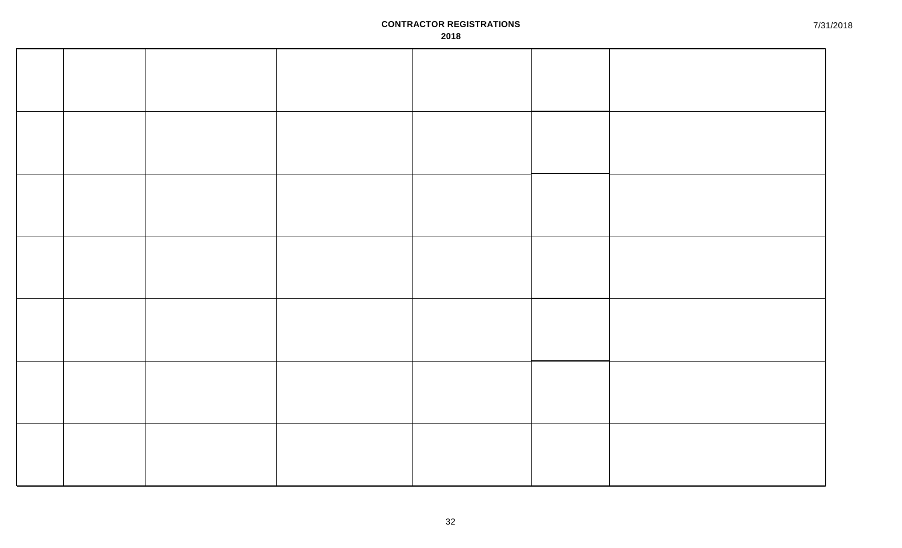**CONTRACTOR REGISTRATIONS**
**2018**

| | | | | | | |
|---|---|---|---|---|---|---|
| | | | | | | |
| | | | | | | |
| | | | | | | |
| | | | | | | |
| | | | | | | |
| | | | | | | |
| | | | | | | |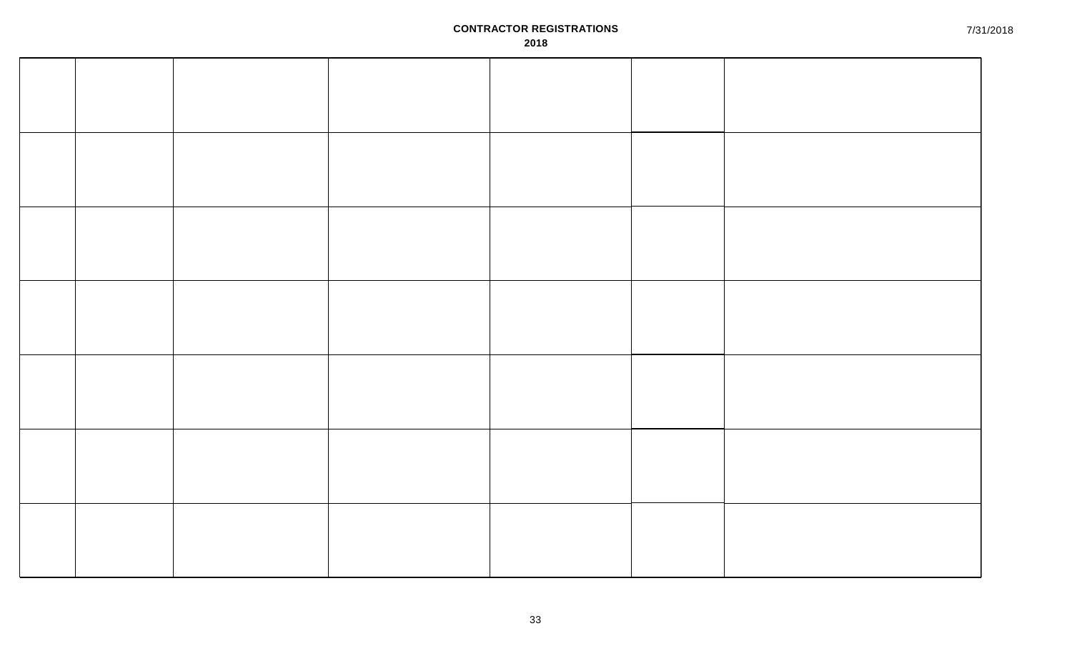**CONTRACTOR REGISTRATIONS**
**2018**

7/31/2018

| | | | | | | |
|---|---|---|---|---|---|---|
| | | | | | | |
| | | | | | | |
| | | | | | | |
| | | | | | | |
| | | | | | | |
| | | | | | | |
| | | | | | | |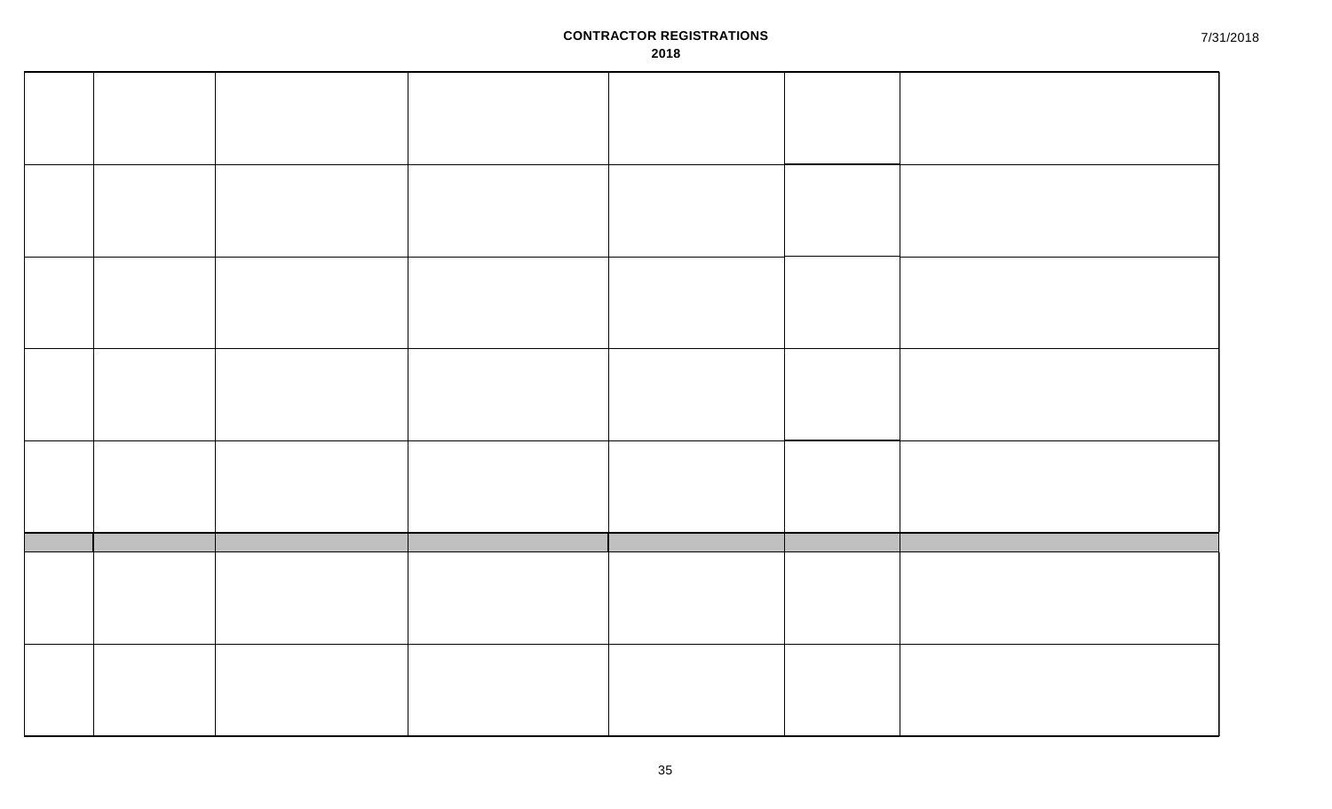**CONTRACTOR REGISTRATIONS**
**2018**

7/31/2018

| | | | | | | |
|---|---|---|---|---|---|---|
| | | | | | | |
| | | | | | | |
| | | | | | | |
| | | | | | | |
| | | | | | | |
| | | | | | | |
| | | | | | | |
| | | | | | | |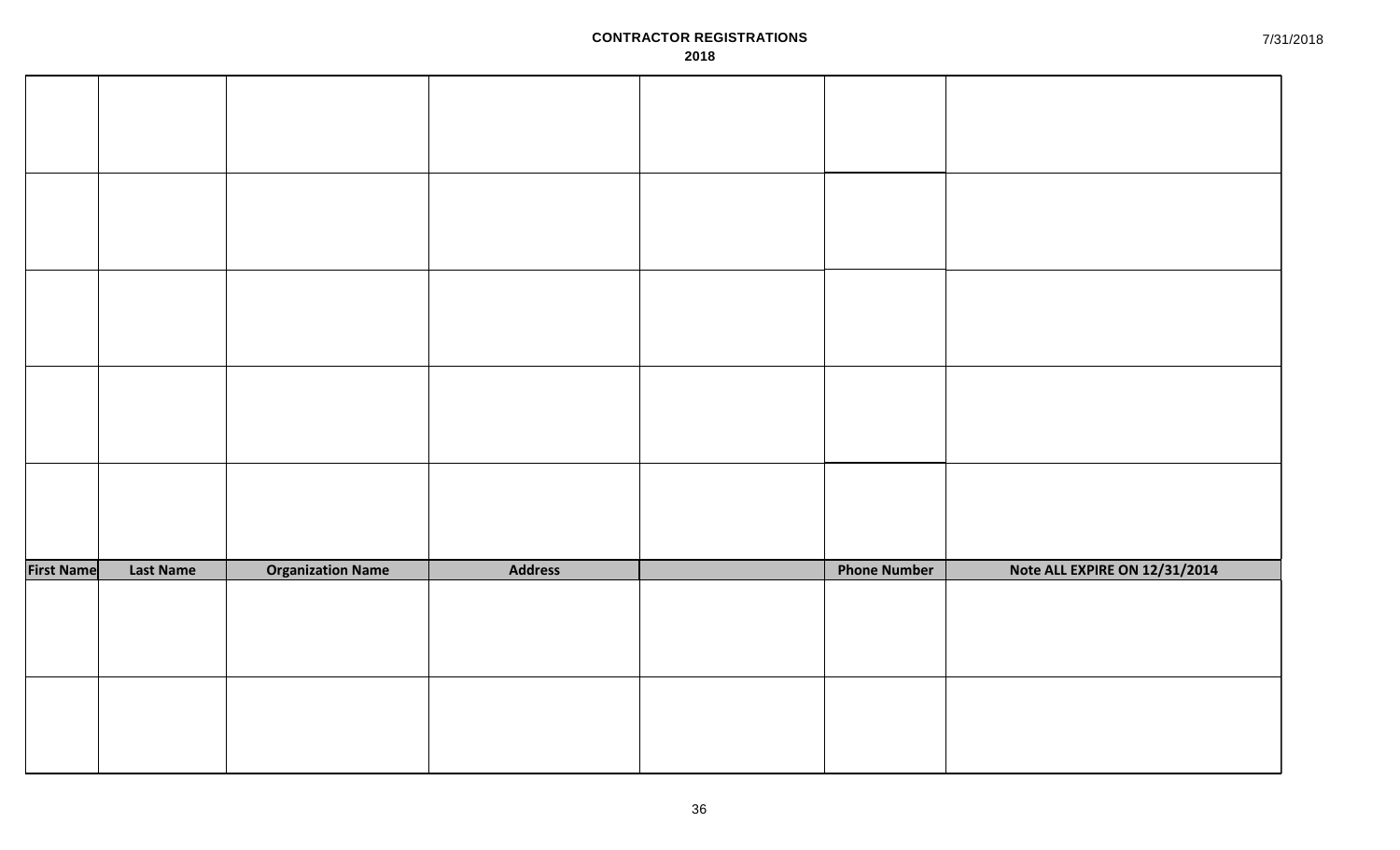**CONTRACTOR REGISTRATIONS**
**2018**

7/31/2018

| First Name | Last Name | Organization Name | Address | | Phone Number | Note ALL EXPIRE ON 12/31/2014 |
|---|---|---|---|---|---|---|
| | | | | | | |
| | | | | | | |
| | | | | | | |
| | | | | | | |
| | | | | | | |
| | | | | | | |
| | | | | | | |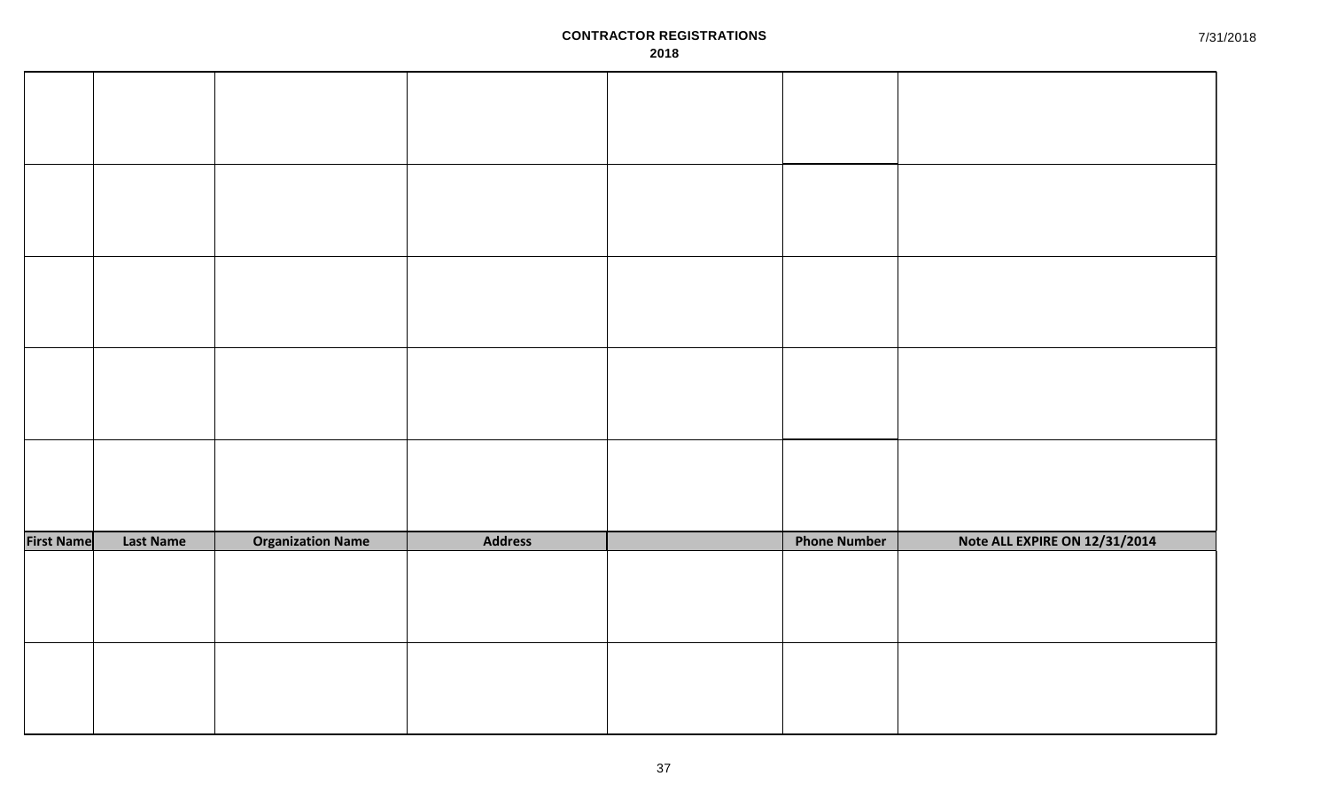**CONTRACTOR REGISTRATIONS**
**2018**

| First Name | Last Name | Organization Name | Address | | Phone Number | Note ALL EXPIRE ON 12/31/2014 |
|---|---|---|---|---|---|---|
| | | | | | | |
| | | | | | | |
| | | | | | | |
| | | | | | | |
| | | | | | | |
| | | | | | | |
| | | | | | | |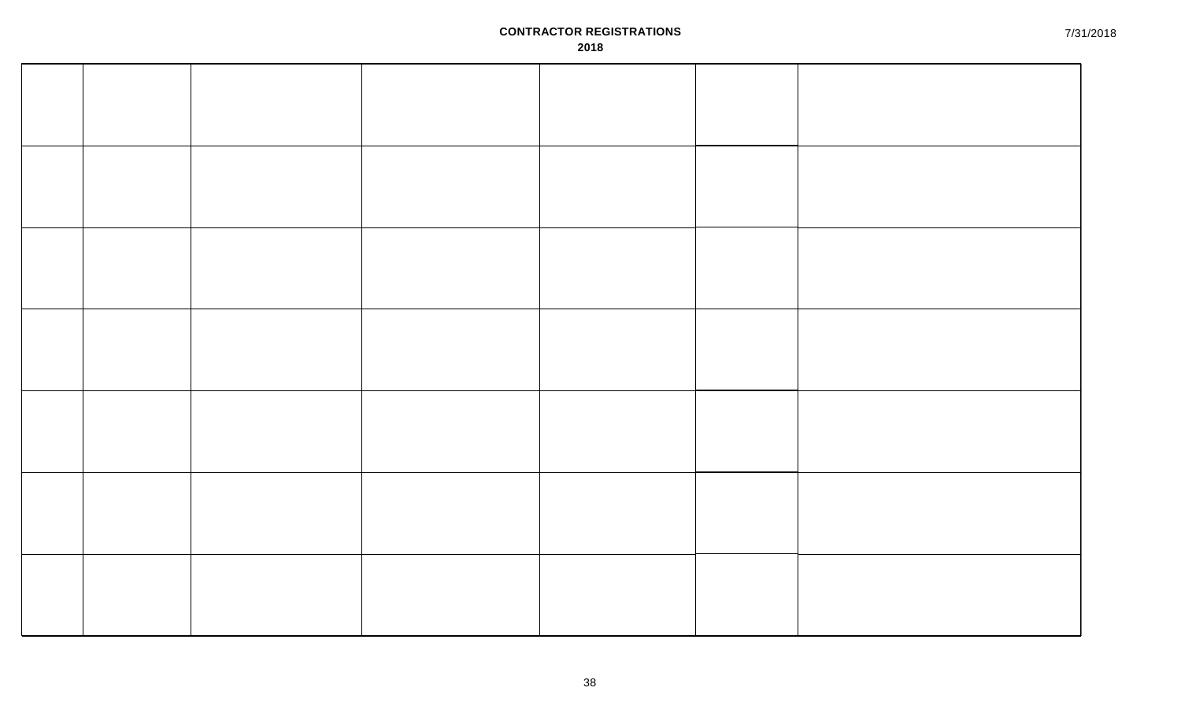**CONTRACTOR REGISTRATIONS**
**2018**

7/31/2018

| | | | | | | |
|---|---|---|---|---|---|---|
| | | | | | | |
| | | | | | | |
| | | | | | | |
| | | | | | | |
| | | | | | | |
| | | | | | | |
| | | | | | | |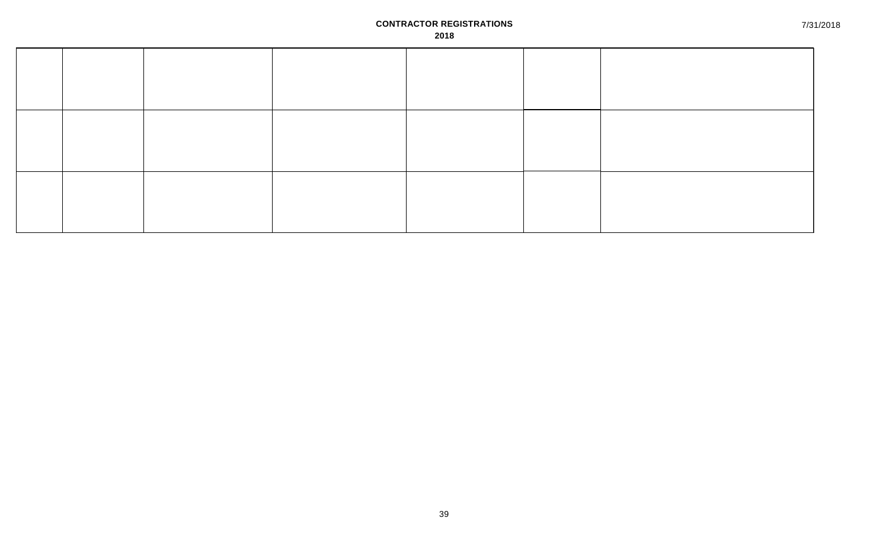**CONTRACTOR REGISTRATIONS**
**2018**

7/31/2018

| | | | | | | |
|---|---|---|---|---|---|---|
| | | | | | | |
| | | | | | | |
| | | | | | | |